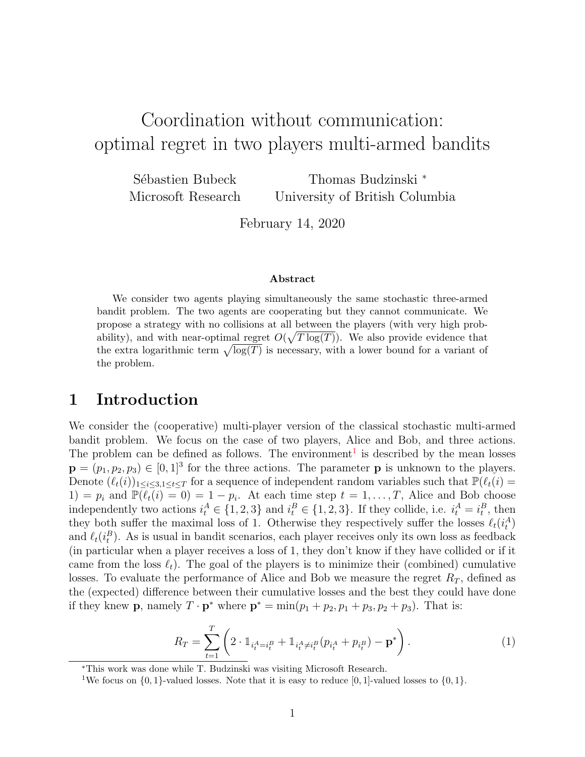# Coordination without communication: optimal regret in two players multi-armed bandits

Sébastien Bubeck
Microsoft Research

Thomas Budzinski [*]
University of British Columbia

February 14, 2020

### Abstract

We consider two agents playing simultaneously the same stochastic three-armed bandit problem. The two agents are cooperating but they cannot communicate. We propose a strategy with no collisions at all between the players (with very high probability), and with near-optimal regret $O(\sqrt{T \log(T)})$. We also provide evidence that the extra logarithmic term $\sqrt{\log(T)}$ is necessary, with a lower bound for a variant of the problem.

## 1 Introduction

We consider the (cooperative) multi-player version of the classical stochastic multi-armed bandit problem. We focus on the case of two players, Alice and Bob, and three actions. The problem can be defined as follows. The environment[1] is described by the mean losses $\mathbf{p} = (p_1, p_2, p_3) \in [0,1]^3$ for the three actions. The parameter $\mathbf{p}$ is unknown to the players. Denote $(\ell_t(i))_{1 \leq i \leq 3, 1 \leq t \leq T}$ for a sequence of independent random variables such that $\mathbb{P}(\ell_t(i) = 1) = p_i$ and $\mathbb{P}(\ell_t(i) = 0) = 1 - p_i$. At each time step $t = 1, \ldots, T$, Alice and Bob choose independently two actions $i_t^A \in \{1,2,3\}$ and $i_t^B \in \{1,2,3\}$. If they collide, i.e. $i_t^A = i_t^B$, then they both suffer the maximal loss of 1. Otherwise they respectively suffer the losses $\ell_t(i_t^A)$ and $\ell_t(i_t^B)$. As is usual in bandit scenarios, each player receives only its own loss as feedback (in particular when a player receives a loss of 1, they don't know if they have collided or if it came from the loss $\ell_t$). The goal of the players is to minimize their (combined) cumulative losses. To evaluate the performance of Alice and Bob we measure the regret $R_T$, defined as the (expected) difference between their cumulative losses and the best they could have done if they knew $\mathbf{p}$, namely $T \cdot \mathbf{p}^*$ where $\mathbf{p}^* = \min(p_1 + p_2, p_1 + p_3, p_2 + p_3)$. That is:

$$R_T = \sum_{t=1}^{T} \left( 2 \cdot \mathbb{1}_{i_t^A = i_t^B} + \mathbb{1}_{i_t^A \neq i_t^B} (p_{i_t^A} + p_{i_t^B}) - \mathbf{p}^* \right). \tag{1}$$

[*] This work was done while T. Budzinski was visiting Microsoft Research.

[1] We focus on $\{0,1\}$-valued losses. Note that it is easy to reduce $[0,1]$-valued losses to $\{0,1\}$.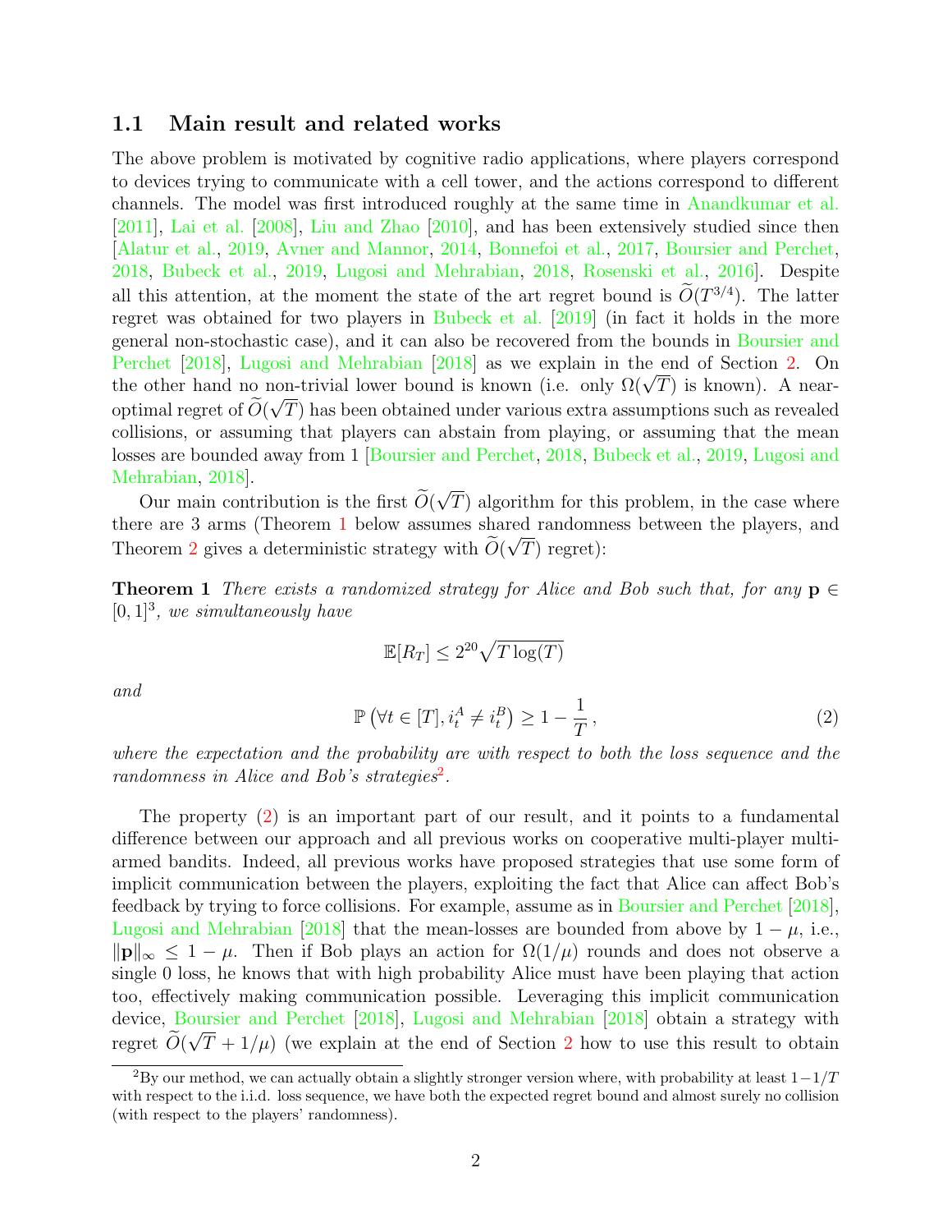## 1.1 Main result and related works

The above problem is motivated by cognitive radio applications, where players correspond to devices trying to communicate with a cell tower, and the actions correspond to different channels. The model was first introduced roughly at the same time in Anandkumar et al. [2011], Lai et al. [2008], Liu and Zhao [2010], and has been extensively studied since then [Alatur et al., 2019, Avner and Mannor, 2014, Bonnefoi et al., 2017, Boursier and Perchet, 2018, Bubeck et al., 2019, Lugosi and Mehrabian, 2018, Rosenski et al., 2016]. Despite all this attention, at the moment the state of the art regret bound is $\widetilde{O}(T^{3/4})$. The latter regret was obtained for two players in Bubeck et al. [2019] (in fact it holds in the more general non-stochastic case), and it can also be recovered from the bounds in Boursier and Perchet [2018], Lugosi and Mehrabian [2018] as we explain in the end of Section 2. On the other hand no non-trivial lower bound is known (i.e. only $\Omega(\sqrt{T})$ is known). A near-optimal regret of $\widetilde{O}(\sqrt{T})$ has been obtained under various extra assumptions such as revealed collisions, or assuming that players can abstain from playing, or assuming that the mean losses are bounded away from 1 [Boursier and Perchet, 2018, Bubeck et al., 2019, Lugosi and Mehrabian, 2018].

Our main contribution is the first $\widetilde{O}(\sqrt{T})$ algorithm for this problem, in the case where there are 3 arms (Theorem 1 below assumes shared randomness between the players, and Theorem 2 gives a deterministic strategy with $\widetilde{O}(\sqrt{T})$ regret):

**Theorem 1** *There exists a randomized strategy for Alice and Bob such that, for any* $\mathbf{p} \in [0,1]^3$*, we simultaneously have*

$$\mathbb{E}[R_T] \leq 2^{20}\sqrt{T\log(T)}$$

*and*

$$\mathbb{P}\left(\forall t \in [T], i_t^A \neq i_t^B\right) \geq 1 - \frac{1}{T}, \tag{2}$$

*where the expectation and the probability are with respect to both the loss sequence and the randomness in Alice and Bob's strategies*[2]*.*

The property (2) is an important part of our result, and it points to a fundamental difference between our approach and all previous works on cooperative multi-player multi-armed bandits. Indeed, all previous works have proposed strategies that use some form of implicit communication between the players, exploiting the fact that Alice can affect Bob's feedback by trying to force collisions. For example, assume as in Boursier and Perchet [2018], Lugosi and Mehrabian [2018] that the mean-losses are bounded from above by $1-\mu$, i.e., $\|\mathbf{p}\|_\infty \leq 1-\mu$. Then if Bob plays an action for $\Omega(1/\mu)$ rounds and does not observe a single 0 loss, he knows that with high probability Alice must have been playing that action too, effectively making communication possible. Leveraging this implicit communication device, Boursier and Perchet [2018], Lugosi and Mehrabian [2018] obtain a strategy with regret $\widetilde{O}(\sqrt{T} + 1/\mu)$ (we explain at the end of Section 2 how to use this result to obtain

[2] By our method, we can actually obtain a slightly stronger version where, with probability at least $1-1/T$ with respect to the i.i.d. loss sequence, we have both the expected regret bound and almost surely no collision (with respect to the players' randomness).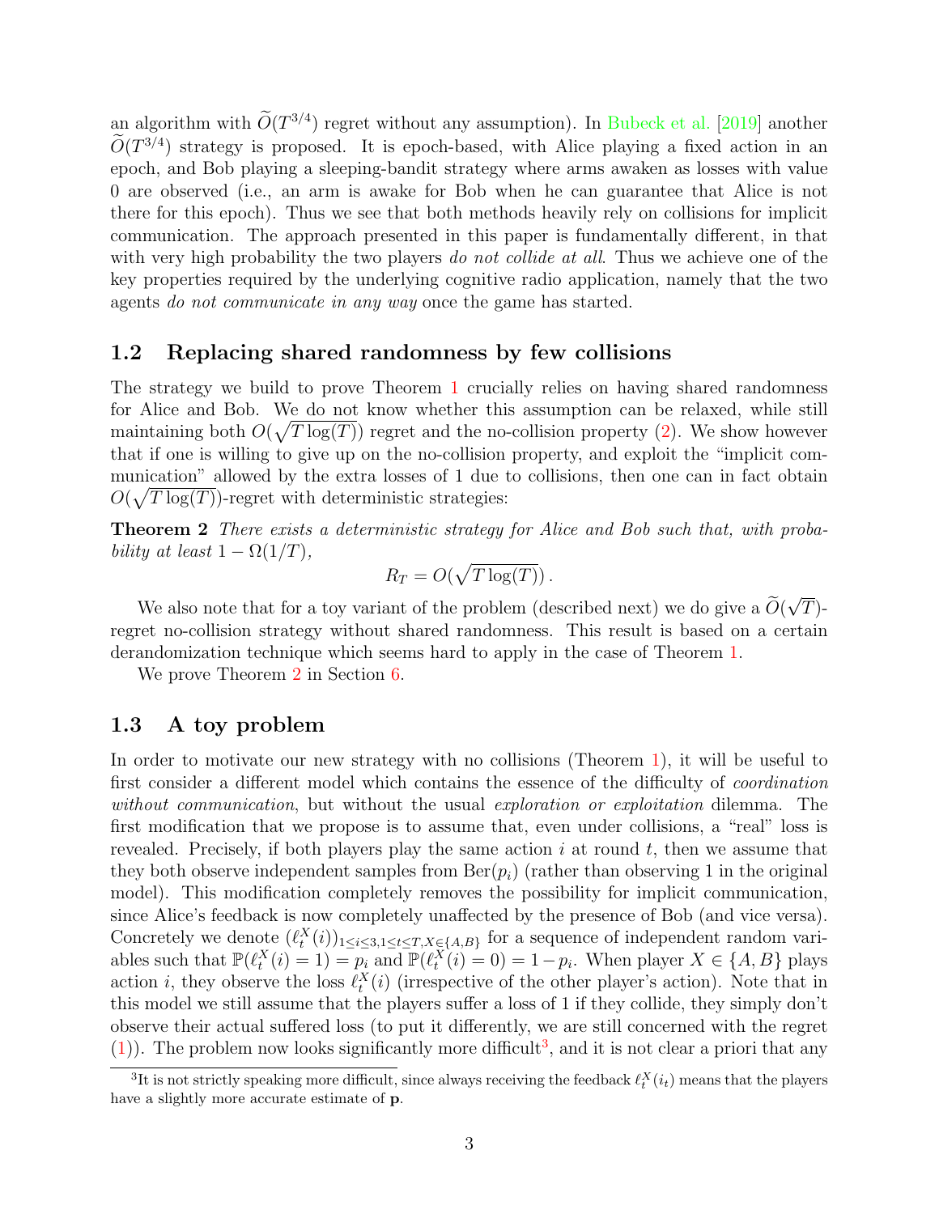an algorithm with $\widetilde{O}(T^{3/4})$ regret without any assumption). In Bubeck et al. [2019] another $\widetilde{O}(T^{3/4})$ strategy is proposed. It is epoch-based, with Alice playing a fixed action in an epoch, and Bob playing a sleeping-bandit strategy where arms awaken as losses with value 0 are observed (i.e., an arm is awake for Bob when he can guarantee that Alice is not there for this epoch). Thus we see that both methods heavily rely on collisions for implicit communication. The approach presented in this paper is fundamentally different, in that with very high probability the two players *do not collide at all*. Thus we achieve one of the key properties required by the underlying cognitive radio application, namely that the two agents *do not communicate in any way* once the game has started.

## 1.2 Replacing shared randomness by few collisions

The strategy we build to prove Theorem 1 crucially relies on having shared randomness for Alice and Bob. We do not know whether this assumption can be relaxed, while still maintaining both $O(\sqrt{T\log(T)})$ regret and the no-collision property (2). We show however that if one is willing to give up on the no-collision property, and exploit the "implicit communication" allowed by the extra losses of 1 due to collisions, then one can in fact obtain $O(\sqrt{T\log(T)})$-regret with deterministic strategies:

**Theorem 2** *There exists a deterministic strategy for Alice and Bob such that, with probability at least $1-\Omega(1/T)$,*

$$R_T = O(\sqrt{T\log(T)})\,.$$

We also note that for a toy variant of the problem (described next) we do give a $\widetilde{O}(\sqrt{T})$-regret no-collision strategy without shared randomness. This result is based on a certain derandomization technique which seems hard to apply in the case of Theorem 1.

We prove Theorem 2 in Section 6.

## 1.3 A toy problem

In order to motivate our new strategy with no collisions (Theorem 1), it will be useful to first consider a different model which contains the essence of the difficulty of *coordination without communication*, but without the usual *exploration or exploitation* dilemma. The first modification that we propose is to assume that, even under collisions, a "real" loss is revealed. Precisely, if both players play the same action $i$ at round $t$, then we assume that they both observe independent samples from $\mathrm{Ber}(p_i)$ (rather than observing 1 in the original model). This modification completely removes the possibility for implicit communication, since Alice's feedback is now completely unaffected by the presence of Bob (and vice versa). Concretely we denote $(\ell_t^X(i))_{1\leq i\leq 3, 1\leq t\leq T, X\in\{A,B\}}$ for a sequence of independent random variables such that $\mathbb{P}(\ell_t^X(i)=1)=p_i$ and $\mathbb{P}(\ell_t^X(i)=0)=1-p_i$. When player $X\in\{A,B\}$ plays action $i$, they observe the loss $\ell_t^X(i)$ (irrespective of the other player's action). Note that in this model we still assume that the players suffer a loss of 1 if they collide, they simply don't observe their actual suffered loss (to put it differently, we are still concerned with the regret (1)). The problem now looks significantly more difficult[3], and it is not clear a priori that any

[3] It is not strictly speaking more difficult, since always receiving the feedback $\ell_t^X(i_t)$ means that the players have a slightly more accurate estimate of $\mathbf{p}$.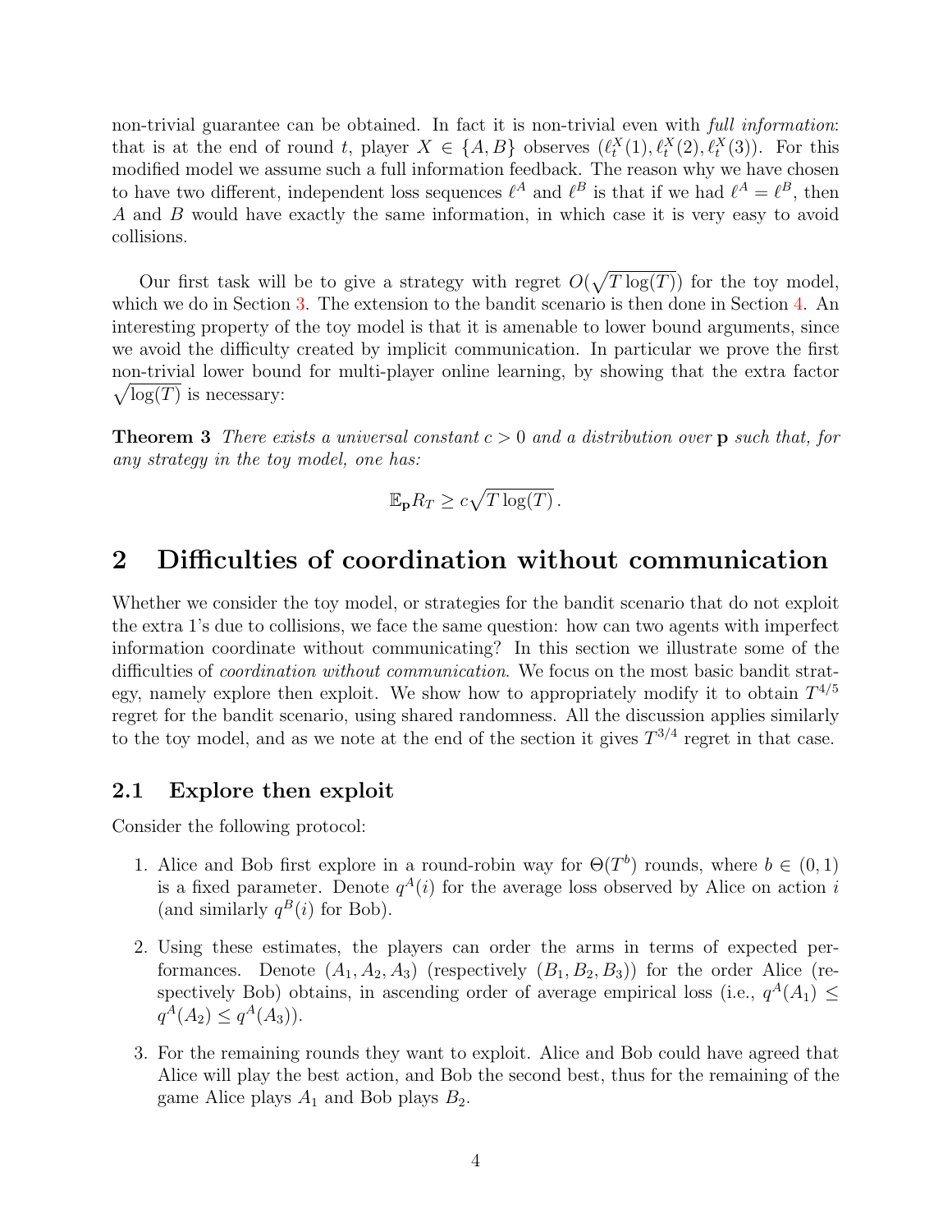non-trivial guarantee can be obtained. In fact it is non-trivial even with *full information*: that is at the end of round $t$, player $X \in \{A, B\}$ observes $(\ell_t^X(1), \ell_t^X(2), \ell_t^X(3))$. For this modified model we assume such a full information feedback. The reason why we have chosen to have two different, independent loss sequences $\ell^A$ and $\ell^B$ is that if we had $\ell^A = \ell^B$, then $A$ and $B$ would have exactly the same information, in which case it is very easy to avoid collisions.

Our first task will be to give a strategy with regret $O(\sqrt{T \log(T)})$ for the toy model, which we do in Section 3. The extension to the bandit scenario is then done in Section 4. An interesting property of the toy model is that it is amenable to lower bound arguments, since we avoid the difficulty created by implicit communication. In particular we prove the first non-trivial lower bound for multi-player online learning, by showing that the extra factor $\sqrt{\log(T)}$ is necessary:

**Theorem 3** *There exists a universal constant $c > 0$ and a distribution over $\mathbf{p}$ such that, for any strategy in the toy model, one has:*

$$\mathbb{E}_{\mathbf{p}} R_T \geq c\sqrt{T \log(T)} \, .$$

## 2 Difficulties of coordination without communication

Whether we consider the toy model, or strategies for the bandit scenario that do not exploit the extra 1's due to collisions, we face the same question: how can two agents with imperfect information coordinate without communicating? In this section we illustrate some of the difficulties of *coordination without communication*. We focus on the most basic bandit strategy, namely explore then exploit. We show how to appropriately modify it to obtain $T^{4/5}$ regret for the bandit scenario, using shared randomness. All the discussion applies similarly to the toy model, and as we note at the end of the section it gives $T^{3/4}$ regret in that case.

### 2.1 Explore then exploit

Consider the following protocol:

1. Alice and Bob first explore in a round-robin way for $\Theta(T^b)$ rounds, where $b \in (0, 1)$ is a fixed parameter. Denote $q^A(i)$ for the average loss observed by Alice on action $i$ (and similarly $q^B(i)$ for Bob).
2. Using these estimates, the players can order the arms in terms of expected performances. Denote $(A_1, A_2, A_3)$ (respectively $(B_1, B_2, B_3)$) for the order Alice (respectively Bob) obtains, in ascending order of average empirical loss (i.e., $q^A(A_1) \leq q^A(A_2) \leq q^A(A_3)$).
3. For the remaining rounds they want to exploit. Alice and Bob could have agreed that Alice will play the best action, and Bob the second best, thus for the remaining of the game Alice plays $A_1$ and Bob plays $B_2$.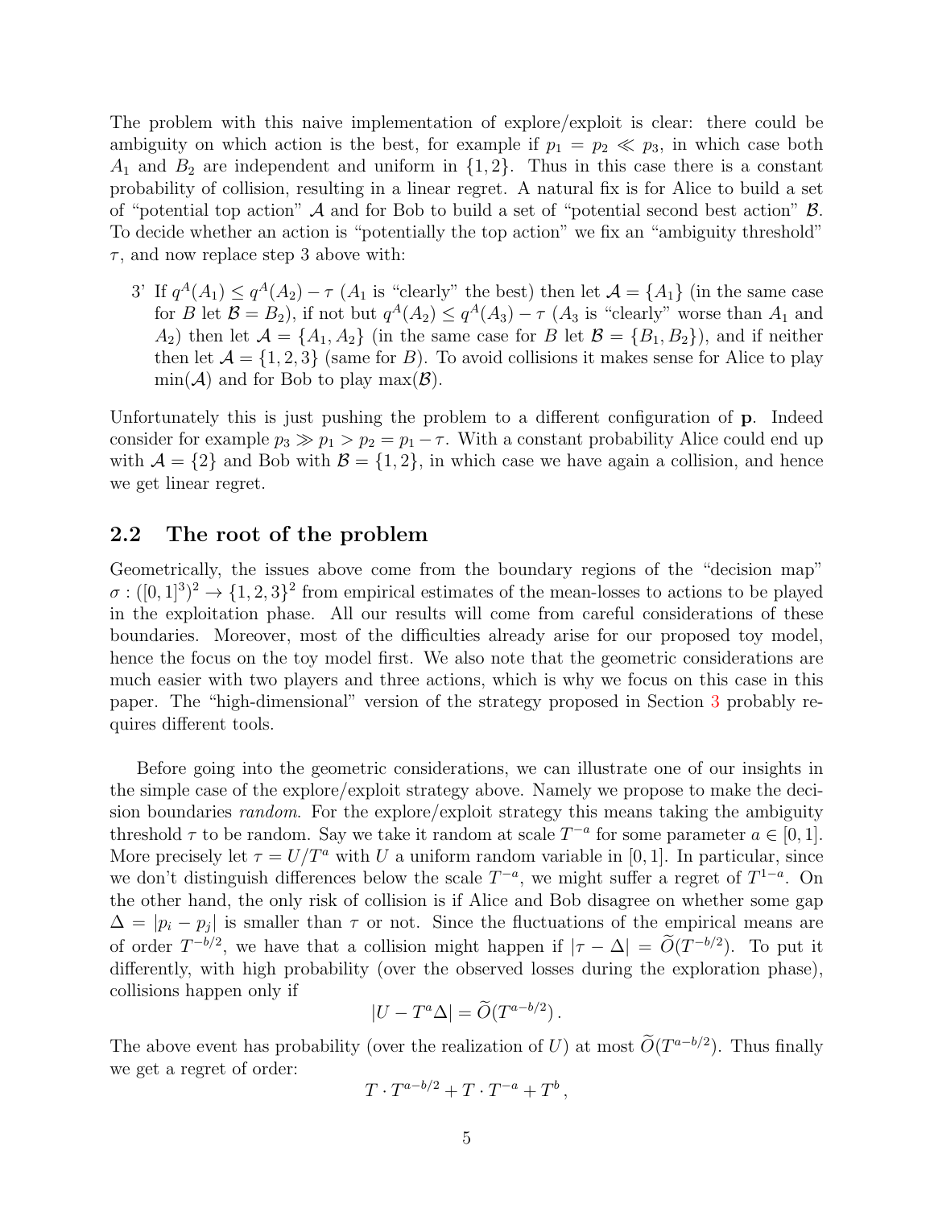The problem with this naive implementation of explore/exploit is clear: there could be ambiguity on which action is the best, for example if $p_1 = p_2 \ll p_3$, in which case both $A_1$ and $B_2$ are independent and uniform in $\{1, 2\}$. Thus in this case there is a constant probability of collision, resulting in a linear regret. A natural fix is for Alice to build a set of "potential top action" $\mathcal{A}$ and for Bob to build a set of "potential second best action" $\mathcal{B}$. To decide whether an action is "potentially the top action" we fix an "ambiguity threshold" $\tau$, and now replace step 3 above with:

3' If $q^A(A_1) \leq q^A(A_2) - \tau$ ($A_1$ is "clearly" the best) then let $\mathcal{A} = \{A_1\}$ (in the same case for $B$ let $\mathcal{B} = B_2$), if not but $q^A(A_2) \leq q^A(A_3) - \tau$ ($A_3$ is "clearly" worse than $A_1$ and $A_2$) then let $\mathcal{A} = \{A_1, A_2\}$ (in the same case for $B$ let $\mathcal{B} = \{B_1, B_2\}$), and if neither then let $\mathcal{A} = \{1, 2, 3\}$ (same for $B$). To avoid collisions it makes sense for Alice to play $\min(\mathcal{A})$ and for Bob to play $\max(\mathcal{B})$.

Unfortunately this is just pushing the problem to a different configuration of $\mathbf{p}$. Indeed consider for example $p_3 \gg p_1 > p_2 = p_1 - \tau$. With a constant probability Alice could end up with $\mathcal{A} = \{2\}$ and Bob with $\mathcal{B} = \{1, 2\}$, in which case we have again a collision, and hence we get linear regret.

## 2.2 The root of the problem

Geometrically, the issues above come from the boundary regions of the "decision map" $\sigma : ([0, 1]^3)^2 \to \{1, 2, 3\}^2$ from empirical estimates of the mean-losses to actions to be played in the exploitation phase. All our results will come from careful considerations of these boundaries. Moreover, most of the difficulties already arise for our proposed toy model, hence the focus on the toy model first. We also note that the geometric considerations are much easier with two players and three actions, which is why we focus on this case in this paper. The "high-dimensional" version of the strategy proposed in Section 3 probably requires different tools.

Before going into the geometric considerations, we can illustrate one of our insights in the simple case of the explore/exploit strategy above. Namely we propose to make the decision boundaries *random*. For the explore/exploit strategy this means taking the ambiguity threshold $\tau$ to be random. Say we take it random at scale $T^{-a}$ for some parameter $a \in [0, 1]$. More precisely let $\tau = U/T^a$ with $U$ a uniform random variable in $[0, 1]$. In particular, since we don't distinguish differences below the scale $T^{-a}$, we might suffer a regret of $T^{1-a}$. On the other hand, the only risk of collision is if Alice and Bob disagree on whether some gap $\Delta = |p_i - p_j|$ is smaller than $\tau$ or not. Since the fluctuations of the empirical means are of order $T^{-b/2}$, we have that a collision might happen if $|\tau - \Delta| = \widetilde{O}(T^{-b/2})$. To put it differently, with high probability (over the observed losses during the exploration phase), collisions happen only if

$$|U - T^a \Delta| = \widetilde{O}(T^{a-b/2}) .$$

The above event has probability (over the realization of $U$) at most $\widetilde{O}(T^{a-b/2})$. Thus finally we get a regret of order:

$$T \cdot T^{a-b/2} + T \cdot T^{-a} + T^b ,$$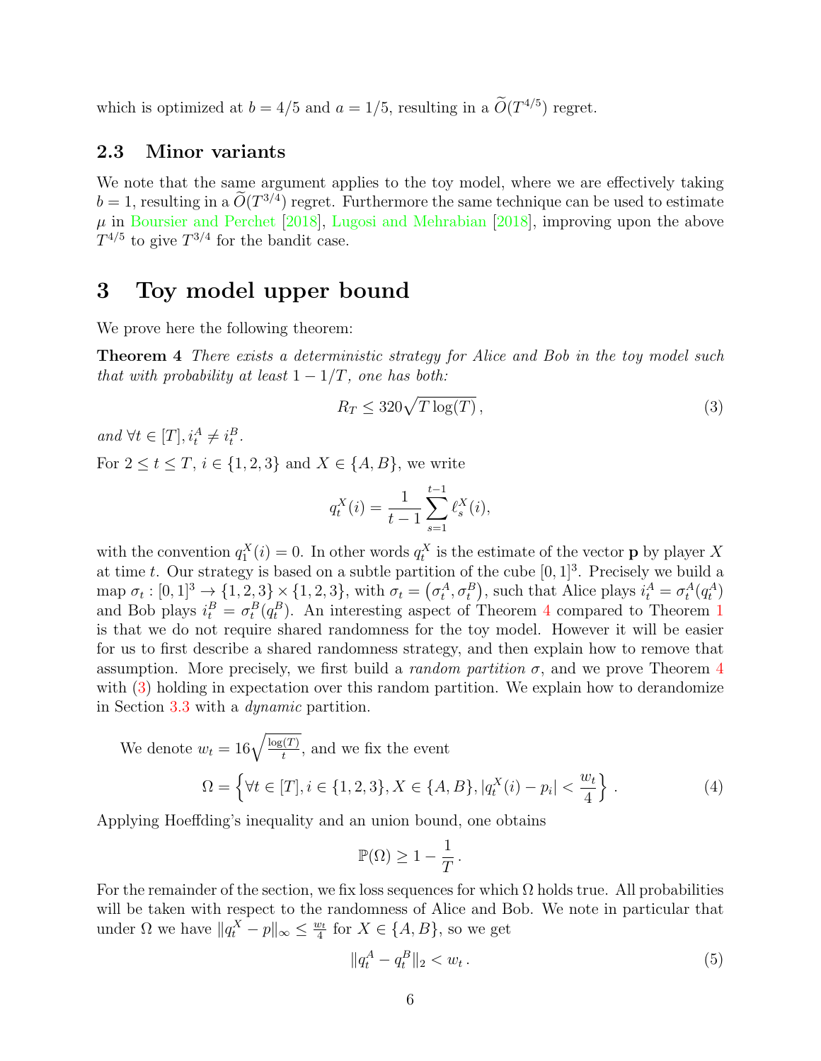which is optimized at $b = 4/5$ and $a = 1/5$, resulting in a $\widetilde{O}(T^{4/5})$ regret.

## 2.3 Minor variants

We note that the same argument applies to the toy model, where we are effectively taking $b = 1$, resulting in a $\widetilde{O}(T^{3/4})$ regret. Furthermore the same technique can be used to estimate $\mu$ in Boursier and Perchet [2018], Lugosi and Mehrabian [2018], improving upon the above $T^{4/5}$ to give $T^{3/4}$ for the bandit case.

# 3 Toy model upper bound

We prove here the following theorem:

**Theorem 4** *There exists a deterministic strategy for Alice and Bob in the toy model such that with probability at least $1 - 1/T$, one has both:*

$$R_T \leq 320\sqrt{T \log(T)}\,, \tag{3}$$

*and* $\forall t \in [T], i_t^A \neq i_t^B$.

For $2 \leq t \leq T$, $i \in \{1, 2, 3\}$ and $X \in \{A, B\}$, we write

$$q_t^X(i) = \frac{1}{t-1} \sum_{s=1}^{t-1} \ell_s^X(i),$$

with the convention $q_1^X(i) = 0$. In other words $q_t^X$ is the estimate of the vector $\mathbf{p}$ by player $X$ at time $t$. Our strategy is based on a subtle partition of the cube $[0,1]^3$. Precisely we build a map $\sigma_t : [0,1]^3 \to \{1,2,3\} \times \{1,2,3\}$, with $\sigma_t = \left(\sigma_t^A, \sigma_t^B\right)$, such that Alice plays $i_t^A = \sigma_t^A(q_t^A)$ and Bob plays $i_t^B = \sigma_t^B(q_t^B)$. An interesting aspect of Theorem 4 compared to Theorem 1 is that we do not require shared randomness for the toy model. However it will be easier for us to first describe a shared randomness strategy, and then explain how to remove that assumption. More precisely, we first build a *random partition* $\sigma$, and we prove Theorem 4 with (3) holding in expectation over this random partition. We explain how to derandomize in Section 3.3 with a *dynamic* partition.

We denote $w_t = 16\sqrt{\frac{\log(T)}{t}}$, and we fix the event

$$\Omega = \left\{ \forall t \in [T], i \in \{1, 2, 3\}, X \in \{A, B\}, |q_t^X(i) - p_i| < \frac{w_t}{4} \right\}. \tag{4}$$

Applying Hoeffding's inequality and an union bound, one obtains

$$\mathbb{P}(\Omega) \geq 1 - \frac{1}{T}.$$

For the remainder of the section, we fix loss sequences for which $\Omega$ holds true. All probabilities will be taken with respect to the randomness of Alice and Bob. We note in particular that under $\Omega$ we have $\|q_t^X - p\|_\infty \leq \frac{w_t}{4}$ for $X \in \{A, B\}$, so we get

$$\|q_t^A - q_t^B\|_2 < w_t\,. \tag{5}$$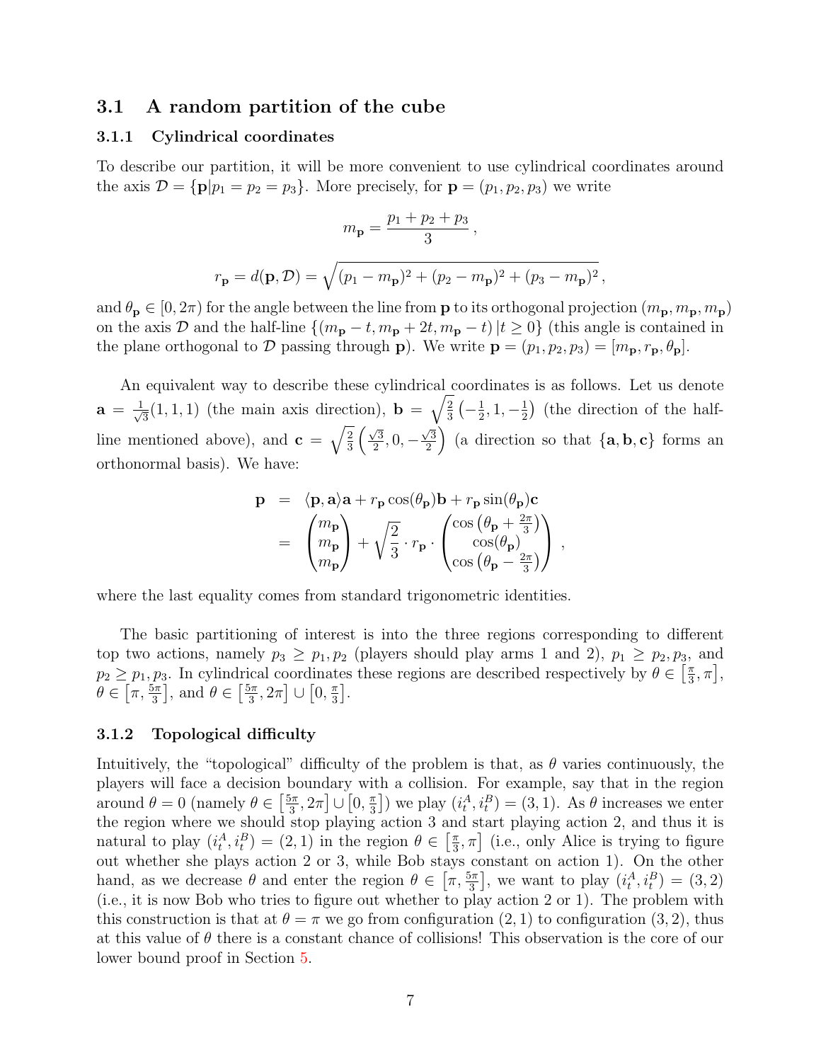### 3.1 A random partition of the cube

#### 3.1.1 Cylindrical coordinates

To describe our partition, it will be more convenient to use cylindrical coordinates around the axis $\mathcal{D} = \{\mathbf{p} | p_1 = p_2 = p_3\}$. More precisely, for $\mathbf{p} = (p_1, p_2, p_3)$ we write

$$m_{\mathbf{p}} = \frac{p_1 + p_2 + p_3}{3},$$

$$r_{\mathbf{p}} = d(\mathbf{p}, \mathcal{D}) = \sqrt{(p_1 - m_{\mathbf{p}})^2 + (p_2 - m_{\mathbf{p}})^2 + (p_3 - m_{\mathbf{p}})^2},$$

and $\theta_{\mathbf{p}} \in [0, 2\pi)$ for the angle between the line from $\mathbf{p}$ to its orthogonal projection $(m_{\mathbf{p}}, m_{\mathbf{p}}, m_{\mathbf{p}})$ on the axis $\mathcal{D}$ and the half-line $\{(m_{\mathbf{p}} - t, m_{\mathbf{p}} + 2t, m_{\mathbf{p}} - t) \, | t \geq 0\}$ (this angle is contained in the plane orthogonal to $\mathcal{D}$ passing through $\mathbf{p}$). We write $\mathbf{p} = (p_1, p_2, p_3) = [m_{\mathbf{p}}, r_{\mathbf{p}}, \theta_{\mathbf{p}}]$.

An equivalent way to describe these cylindrical coordinates is as follows. Let us denote $\mathbf{a} = \frac{1}{\sqrt{3}}(1, 1, 1)$ (the main axis direction), $\mathbf{b} = \sqrt{\frac{2}{3}}\left(-\frac{1}{2}, 1, -\frac{1}{2}\right)$ (the direction of the half-line mentioned above), and $\mathbf{c} = \sqrt{\frac{2}{3}}\left(\frac{\sqrt{3}}{2}, 0, -\frac{\sqrt{3}}{2}\right)$ (a direction so that $\{\mathbf{a}, \mathbf{b}, \mathbf{c}\}$ forms an orthonormal basis). We have:

$$\begin{aligned}
\mathbf{p} &= \langle \mathbf{p}, \mathbf{a} \rangle \mathbf{a} + r_{\mathbf{p}} \cos(\theta_{\mathbf{p}}) \mathbf{b} + r_{\mathbf{p}} \sin(\theta_{\mathbf{p}}) \mathbf{c} \\
&= \begin{pmatrix} m_{\mathbf{p}} \\ m_{\mathbf{p}} \\ m_{\mathbf{p}} \end{pmatrix} + \sqrt{\frac{2}{3}} \cdot r_{\mathbf{p}} \cdot \begin{pmatrix} \cos\left(\theta_{\mathbf{p}} + \frac{2\pi}{3}\right) \\ \cos(\theta_{\mathbf{p}}) \\ \cos\left(\theta_{\mathbf{p}} - \frac{2\pi}{3}\right) \end{pmatrix},
\end{aligned}$$

where the last equality comes from standard trigonometric identities.

The basic partitioning of interest is into the three regions corresponding to different top two actions, namely $p_3 \geq p_1, p_2$ (players should play arms 1 and 2), $p_1 \geq p_2, p_3$, and $p_2 \geq p_1, p_3$. In cylindrical coordinates these regions are described respectively by $\theta \in \left[\frac{\pi}{3}, \pi\right]$, $\theta \in \left[\pi, \frac{5\pi}{3}\right]$, and $\theta \in \left[\frac{5\pi}{3}, 2\pi\right] \cup \left[0, \frac{\pi}{3}\right]$.

#### 3.1.2 Topological difficulty

Intuitively, the "topological" difficulty of the problem is that, as $\theta$ varies continuously, the players will face a decision boundary with a collision. For example, say that in the region around $\theta = 0$ (namely $\theta \in \left[\frac{5\pi}{3}, 2\pi\right] \cup \left[0, \frac{\pi}{3}\right]$) we play $(i_t^A, i_t^B) = (3, 1)$. As $\theta$ increases we enter the region where we should stop playing action 3 and start playing action 2, and thus it is natural to play $(i_t^A, i_t^B) = (2, 1)$ in the region $\theta \in \left[\frac{\pi}{3}, \pi\right]$ (i.e., only Alice is trying to figure out whether she plays action 2 or 3, while Bob stays constant on action 1). On the other hand, as we decrease $\theta$ and enter the region $\theta \in \left[\pi, \frac{5\pi}{3}\right]$, we want to play $(i_t^A, i_t^B) = (3, 2)$ (i.e., it is now Bob who tries to figure out whether to play action 2 or 1). The problem with this construction is that at $\theta = \pi$ we go from configuration $(2, 1)$ to configuration $(3, 2)$, thus at this value of $\theta$ there is a constant chance of collisions! This observation is the core of our lower bound proof in Section 5.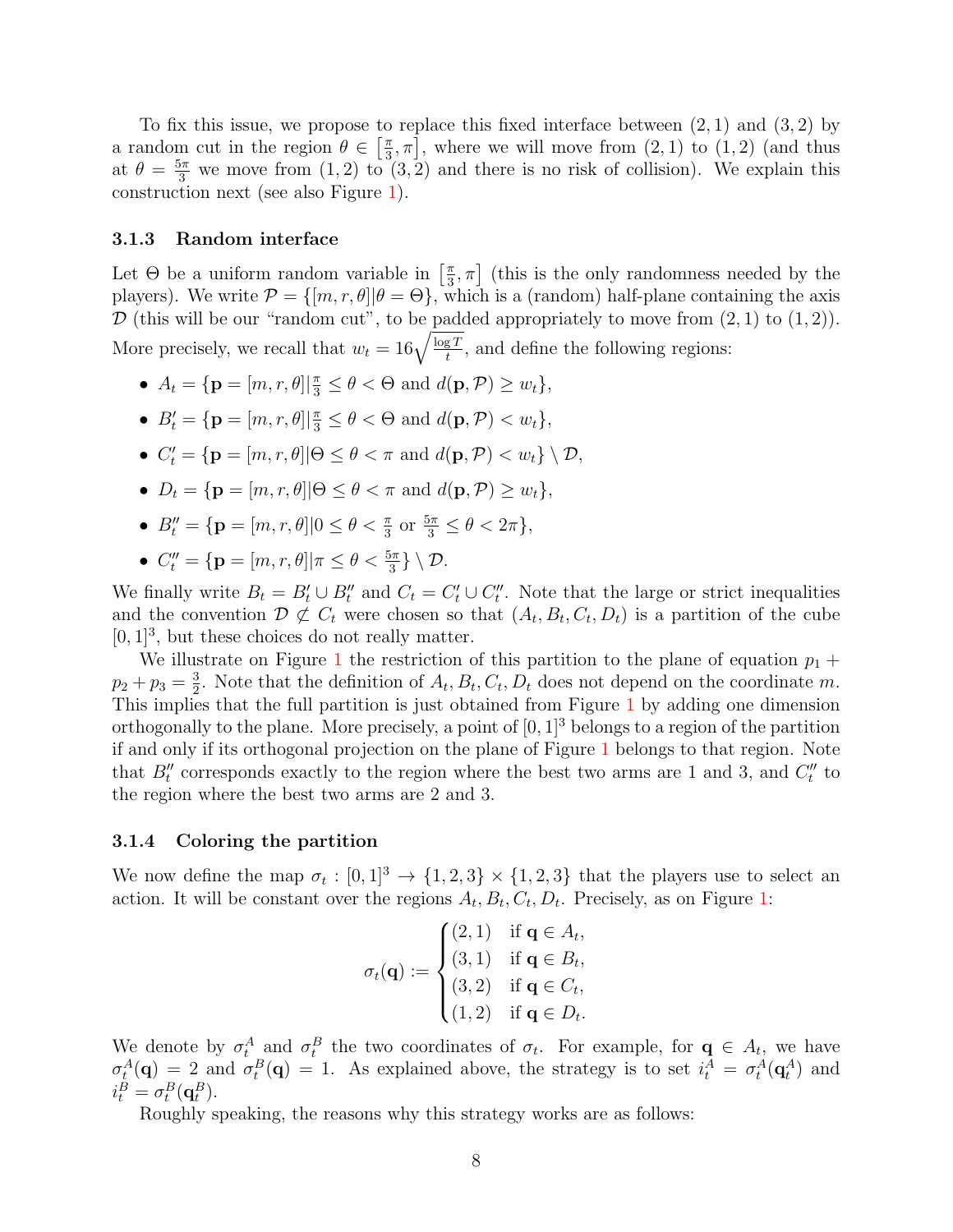To fix this issue, we propose to replace this fixed interface between $(2,1)$ and $(3,2)$ by a random cut in the region $\theta \in \left[\frac{\pi}{3}, \pi\right]$, where we will move from $(2,1)$ to $(1,2)$ (and thus at $\theta = \frac{5\pi}{3}$ we move from $(1,2)$ to $(3,2)$ and there is no risk of collision). We explain this construction next (see also Figure 1).

### 3.1.3 Random interface

Let $\Theta$ be a uniform random variable in $\left[\frac{\pi}{3}, \pi\right]$ (this is the only randomness needed by the players). We write $\mathcal{P} = \{[m, r, \theta] | \theta = \Theta\}$, which is a (random) half-plane containing the axis $\mathcal{D}$ (this will be our "random cut", to be padded appropriately to move from $(2,1)$ to $(1,2)$). More precisely, we recall that $w_t = 16\sqrt{\frac{\log T}{t}}$, and define the following regions:

- $A_t = \{\mathbf{p} = [m, r, \theta] | \frac{\pi}{3} \leq \theta < \Theta \text{ and } d(\mathbf{p}, \mathcal{P}) \geq w_t\}$,
- $B'_t = \{\mathbf{p} = [m, r, \theta] | \frac{\pi}{3} \leq \theta < \Theta \text{ and } d(\mathbf{p}, \mathcal{P}) < w_t\}$,
- $C'_t = \{\mathbf{p} = [m, r, \theta] | \Theta \leq \theta < \pi \text{ and } d(\mathbf{p}, \mathcal{P}) < w_t\} \setminus \mathcal{D}$,
- $D_t = \{\mathbf{p} = [m, r, \theta] | \Theta \leq \theta < \pi \text{ and } d(\mathbf{p}, \mathcal{P}) \geq w_t\}$,
- $B''_t = \{\mathbf{p} = [m, r, \theta] | 0 \leq \theta < \frac{\pi}{3} \text{ or } \frac{5\pi}{3} \leq \theta < 2\pi\}$,
- $C''_t = \{\mathbf{p} = [m, r, \theta] | \pi \leq \theta < \frac{5\pi}{3}\} \setminus \mathcal{D}$.

We finally write $B_t = B'_t \cup B''_t$ and $C_t = C'_t \cup C''_t$. Note that the large or strict inequalities and the convention $\mathcal{D} \not\subset C_t$ were chosen so that $(A_t, B_t, C_t, D_t)$ is a partition of the cube $[0,1]^3$, but these choices do not really matter.

We illustrate on Figure 1 the restriction of this partition to the plane of equation $p_1 + p_2 + p_3 = \frac{3}{2}$. Note that the definition of $A_t, B_t, C_t, D_t$ does not depend on the coordinate $m$. This implies that the full partition is just obtained from Figure 1 by adding one dimension orthogonally to the plane. More precisely, a point of $[0,1]^3$ belongs to a region of the partition if and only if its orthogonal projection on the plane of Figure 1 belongs to that region. Note that $B''_t$ corresponds exactly to the region where the best two arms are 1 and 3, and $C''_t$ to the region where the best two arms are 2 and 3.

### 3.1.4 Coloring the partition

We now define the map $\sigma_t : [0,1]^3 \to \{1,2,3\} \times \{1,2,3\}$ that the players use to select an action. It will be constant over the regions $A_t, B_t, C_t, D_t$. Precisely, as on Figure 1:

$$\sigma_t(\mathbf{q}) := \begin{cases} (2,1) & \text{if } \mathbf{q} \in A_t, \\ (3,1) & \text{if } \mathbf{q} \in B_t, \\ (3,2) & \text{if } \mathbf{q} \in C_t, \\ (1,2) & \text{if } \mathbf{q} \in D_t. \end{cases}$$

We denote by $\sigma_t^A$ and $\sigma_t^B$ the two coordinates of $\sigma_t$. For example, for $\mathbf{q} \in A_t$, we have $\sigma_t^A(\mathbf{q}) = 2$ and $\sigma_t^B(\mathbf{q}) = 1$. As explained above, the strategy is to set $i_t^A = \sigma_t^A(\mathbf{q}_t^A)$ and $i_t^B = \sigma_t^B(\mathbf{q}_t^B)$.

Roughly speaking, the reasons why this strategy works are as follows: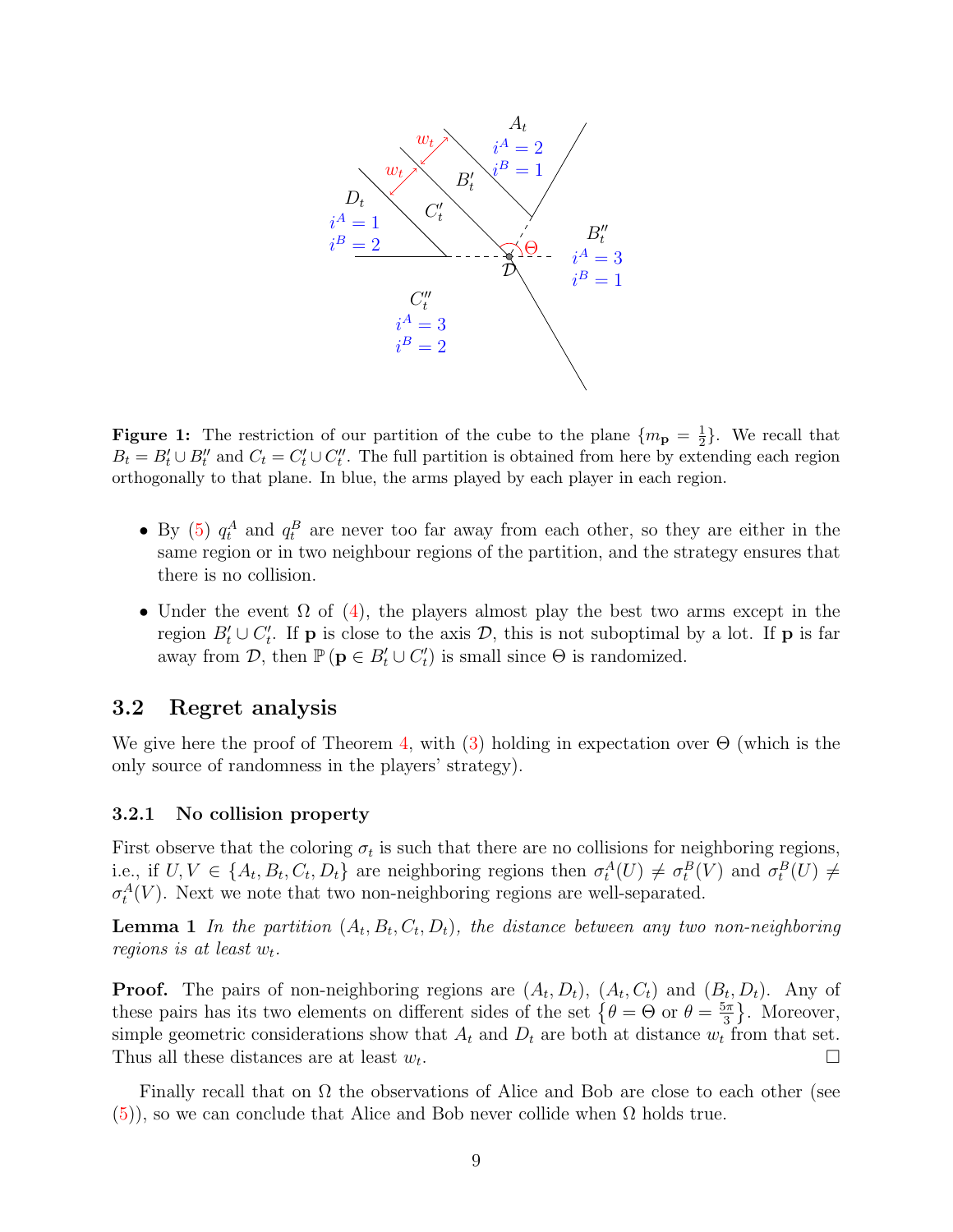**Figure 1:** The restriction of our partition of the cube to the plane $\{m_{\mathbf{p}} = \frac{1}{2}\}$. We recall that $B_t = B'_t \cup B''_t$ and $C_t = C'_t \cup C''_t$. The full partition is obtained from here by extending each region orthogonally to that plane. In blue, the arms played by each player in each region.

- By (5) $q_t^A$ and $q_t^B$ are never too far away from each other, so they are either in the same region or in two neighbour regions of the partition, and the strategy ensures that there is no collision.
- Under the event $\Omega$ of (4), the players almost play the best two arms except in the region $B'_t \cup C'_t$. If $\mathbf{p}$ is close to the axis $\mathcal{D}$, this is not suboptimal by a lot. If $\mathbf{p}$ is far away from $\mathcal{D}$, then $\mathbb{P}(\mathbf{p} \in B'_t \cup C'_t)$ is small since $\Theta$ is randomized.

## 3.2 Regret analysis

We give here the proof of Theorem 4, with (3) holding in expectation over $\Theta$ (which is the only source of randomness in the players' strategy).

### 3.2.1 No collision property

First observe that the coloring $\sigma_t$ is such that there are no collisions for neighboring regions, i.e., if $U, V \in \{A_t, B_t, C_t, D_t\}$ are neighboring regions then $\sigma_t^A(U) \neq \sigma_t^B(V)$ and $\sigma_t^B(U) \neq \sigma_t^A(V)$. Next we note that two non-neighboring regions are well-separated.

**Lemma 1** *In the partition $(A_t, B_t, C_t, D_t)$, the distance between any two non-neighboring regions is at least $w_t$.*

**Proof.** The pairs of non-neighboring regions are $(A_t, D_t)$, $(A_t, C_t)$ and $(B_t, D_t)$. Any of these pairs has its two elements on different sides of the set $\left\{\theta = \Theta \text{ or } \theta = \frac{5\pi}{3}\right\}$. Moreover, simple geometric considerations show that $A_t$ and $D_t$ are both at distance $w_t$ from that set. Thus all these distances are at least $w_t$. $\square$

Finally recall that on $\Omega$ the observations of Alice and Bob are close to each other (see (5)), so we can conclude that Alice and Bob never collide when $\Omega$ holds true.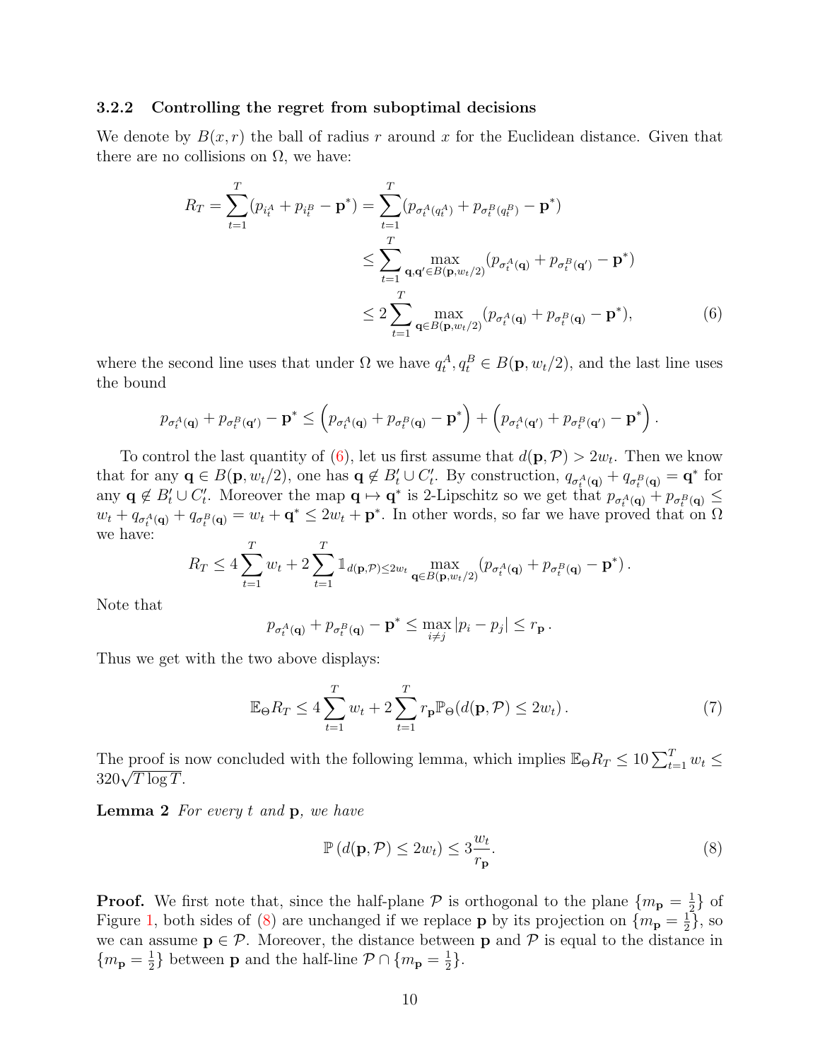### 3.2.2 Controlling the regret from suboptimal decisions

We denote by $B(x,r)$ the ball of radius $r$ around $x$ for the Euclidean distance. Given that there are no collisions on $\Omega$, we have:

$$
\begin{aligned}
R_T = \sum_{t=1}^{T} (p_{i_t^A} + p_{i_t^B} - \mathbf{p}^*) &= \sum_{t=1}^{T} (p_{\sigma_t^A(q_t^A)} + p_{\sigma_t^B(q_t^B)} - \mathbf{p}^*) \\
&\leq \sum_{t=1}^{T} \max_{\mathbf{q},\mathbf{q}' \in B(\mathbf{p}, w_t/2)} (p_{\sigma_t^A(\mathbf{q})} + p_{\sigma_t^B(\mathbf{q}')} - \mathbf{p}^*) \\
&\leq 2 \sum_{t=1}^{T} \max_{\mathbf{q} \in B(\mathbf{p}, w_t/2)} (p_{\sigma_t^A(\mathbf{q})} + p_{\sigma_t^B(\mathbf{q})} - \mathbf{p}^*), \qquad (6)
\end{aligned}
$$

where the second line uses that under $\Omega$ we have $q_t^A, q_t^B \in B(\mathbf{p}, w_t/2)$, and the last line uses the bound

$$
p_{\sigma_t^A(\mathbf{q})} + p_{\sigma_t^B(\mathbf{q}')} - \mathbf{p}^* \leq \left( p_{\sigma_t^A(\mathbf{q})} + p_{\sigma_t^B(\mathbf{q})} - \mathbf{p}^* \right) + \left( p_{\sigma_t^A(\mathbf{q}')} + p_{\sigma_t^B(\mathbf{q}')} - \mathbf{p}^* \right).
$$

To control the last quantity of (6), let us first assume that $d(\mathbf{p}, \mathcal{P}) > 2w_t$. Then we know that for any $\mathbf{q} \in B(\mathbf{p}, w_t/2)$, one has $\mathbf{q} \notin B_t' \cup C_t'$. By construction, $q_{\sigma_t^A(\mathbf{q})} + q_{\sigma_t^B(\mathbf{q})} = \mathbf{q}^*$ for any $\mathbf{q} \notin B_t' \cup C_t'$. Moreover the map $\mathbf{q} \mapsto \mathbf{q}^*$ is 2-Lipschitz so we get that $p_{\sigma_t^A(\mathbf{q})} + p_{\sigma_t^B(\mathbf{q})} \leq w_t + q_{\sigma_t^A(\mathbf{q})} + q_{\sigma_t^B(\mathbf{q})} = w_t + \mathbf{q}^* \leq 2w_t + \mathbf{p}^*$. In other words, so far we have proved that on $\Omega$ we have:

$$
R_T \leq 4 \sum_{t=1}^{T} w_t + 2 \sum_{t=1}^{T} \mathbb{1}_{d(\mathbf{p},\mathcal{P}) \leq 2w_t} \max_{\mathbf{q} \in B(\mathbf{p}, w_t/2)} (p_{\sigma_t^A(\mathbf{q})} + p_{\sigma_t^B(\mathbf{q})} - \mathbf{p}^*) .
$$

Note that

$$
p_{\sigma_t^A(\mathbf{q})} + p_{\sigma_t^B(\mathbf{q})} - \mathbf{p}^* \leq \max_{i \neq j} |p_i - p_j| \leq r_{\mathbf{p}} .
$$

Thus we get with the two above displays:

$$
\mathbb{E}_{\Theta} R_T \leq 4 \sum_{t=1}^{T} w_t + 2 \sum_{t=1}^{T} r_{\mathbf{p}} \mathbb{P}_{\Theta}(d(\mathbf{p}, \mathcal{P}) \leq 2w_t) . \qquad (7)
$$

The proof is now concluded with the following lemma, which implies $\mathbb{E}_{\Theta} R_T \leq 10 \sum_{t=1}^{T} w_t \leq 320\sqrt{T \log T}$.

**Lemma 2** *For every $t$ and $\mathbf{p}$, we have*

$$
\mathbb{P}\left(d(\mathbf{p}, \mathcal{P}) \leq 2w_t\right) \leq 3 \frac{w_t}{r_{\mathbf{p}}} . \qquad (8)
$$

**Proof.** We first note that, since the half-plane $\mathcal{P}$ is orthogonal to the plane $\{m_{\mathbf{p}} = \frac{1}{2}\}$ of Figure 1, both sides of (8) are unchanged if we replace $\mathbf{p}$ by its projection on $\{m_{\mathbf{p}} = \frac{1}{2}\}$, so we can assume $\mathbf{p} \in \mathcal{P}$. Moreover, the distance between $\mathbf{p}$ and $\mathcal{P}$ is equal to the distance in $\{m_{\mathbf{p}} = \frac{1}{2}\}$ between $\mathbf{p}$ and the half-line $\mathcal{P} \cap \{m_{\mathbf{p}} = \frac{1}{2}\}$.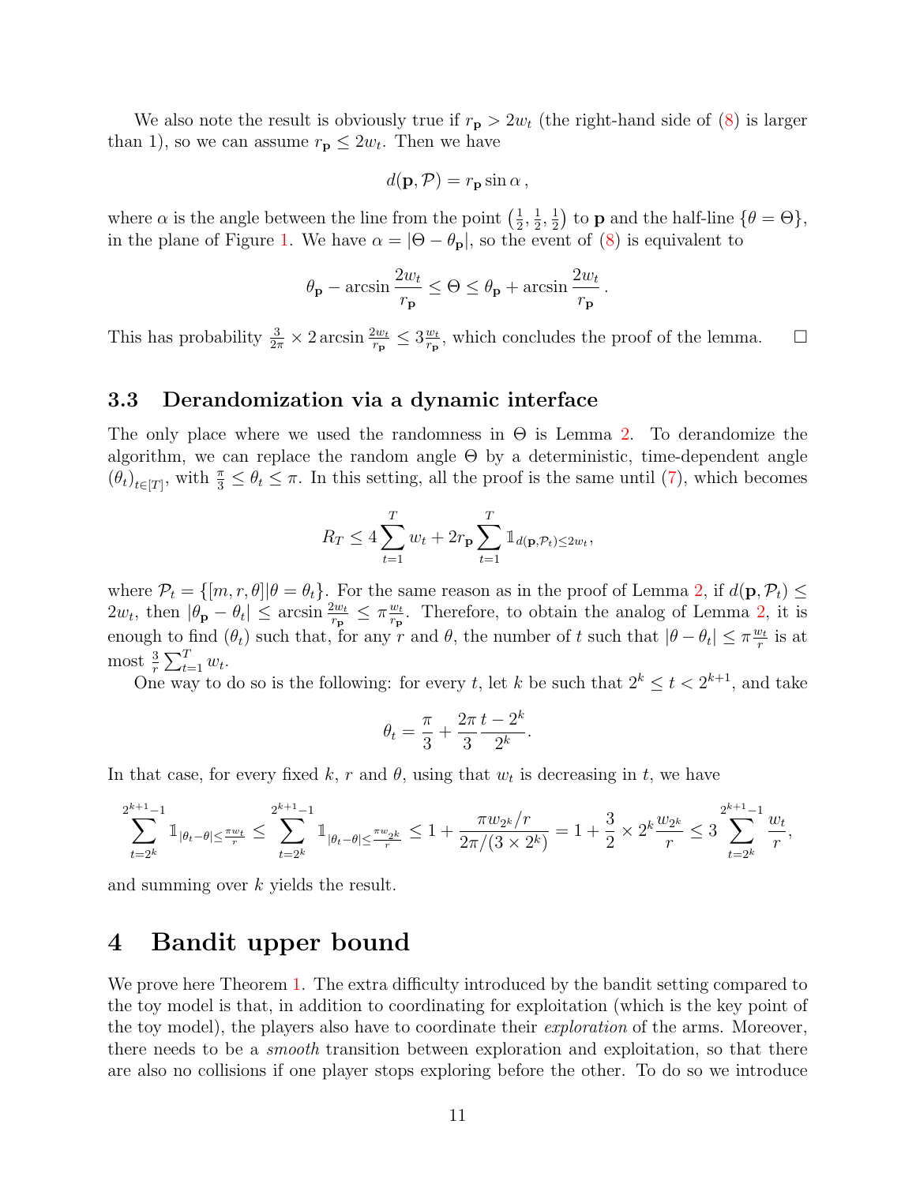We also note the result is obviously true if $r_{\mathbf{p}} > 2w_t$ (the right-hand side of (8) is larger than 1), so we can assume $r_{\mathbf{p}} \leq 2w_t$. Then we have

$$d(\mathbf{p}, \mathcal{P}) = r_{\mathbf{p}} \sin \alpha \,,$$

where $\alpha$ is the angle between the line from the point $\left(\frac{1}{2}, \frac{1}{2}, \frac{1}{2}\right)$ to $\mathbf{p}$ and the half-line $\{\theta = \Theta\}$, in the plane of Figure 1. We have $\alpha = |\Theta - \theta_{\mathbf{p}}|$, so the event of (8) is equivalent to

$$\theta_{\mathbf{p}} - \arcsin \frac{2w_t}{r_{\mathbf{p}}} \leq \Theta \leq \theta_{\mathbf{p}} + \arcsin \frac{2w_t}{r_{\mathbf{p}}} \,.$$

This has probability $\frac{3}{2\pi} \times 2 \arcsin \frac{2w_t}{r_{\mathbf{p}}} \leq 3 \frac{w_t}{r_{\mathbf{p}}}$, which concludes the proof of the lemma. □

### 3.3 Derandomization via a dynamic interface

The only place where we used the randomness in $\Theta$ is Lemma 2. To derandomize the algorithm, we can replace the random angle $\Theta$ by a deterministic, time-dependent angle $(\theta_t)_{t\in[T]}$, with $\frac{\pi}{3} \leq \theta_t \leq \pi$. In this setting, all the proof is the same until (7), which becomes

$$R_T \leq 4 \sum_{t=1}^{T} w_t + 2r_{\mathbf{p}} \sum_{t=1}^{T} \mathbb{1}_{d(\mathbf{p},\mathcal{P}_t) \leq 2w_t},$$

where $\mathcal{P}_t = \{[m, r, \theta] | \theta = \theta_t\}$. For the same reason as in the proof of Lemma 2, if $d(\mathbf{p}, \mathcal{P}_t) \leq 2w_t$, then $|\theta_{\mathbf{p}} - \theta_t| \leq \arcsin \frac{2w_t}{r_{\mathbf{p}}} \leq \pi \frac{w_t}{r_{\mathbf{p}}}$. Therefore, to obtain the analog of Lemma 2, it is enough to find $(\theta_t)$ such that, for any $r$ and $\theta$, the number of $t$ such that $|\theta - \theta_t| \leq \pi \frac{w_t}{r}$ is at most $\frac{3}{r} \sum_{t=1}^{T} w_t$.

One way to do so is the following: for every $t$, let $k$ be such that $2^k \leq t < 2^{k+1}$, and take

$$\theta_t = \frac{\pi}{3} + \frac{2\pi}{3} \frac{t - 2^k}{2^k}.$$

In that case, for every fixed $k$, $r$ and $\theta$, using that $w_t$ is decreasing in $t$, we have

$$\sum_{t=2^k}^{2^{k+1}-1} \mathbb{1}_{|\theta_t - \theta| \leq \frac{\pi w_t}{r}} \leq \sum_{t=2^k}^{2^{k+1}-1} \mathbb{1}_{|\theta_t - \theta| \leq \frac{\pi w_{2^k}}{r}} \leq 1 + \frac{\pi w_{2^k}/r}{2\pi/(3 \times 2^k)} = 1 + \frac{3}{2} \times 2^k \frac{w_{2^k}}{r} \leq 3 \sum_{t=2^k}^{2^{k+1}-1} \frac{w_t}{r},$$

and summing over $k$ yields the result.

## 4 Bandit upper bound

We prove here Theorem 1. The extra difficulty introduced by the bandit setting compared to the toy model is that, in addition to coordinating for exploitation (which is the key point of the toy model), the players also have to coordinate their *exploration* of the arms. Moreover, there needs to be a *smooth* transition between exploration and exploitation, so that there are also no collisions if one player stops exploring before the other. To do so we introduce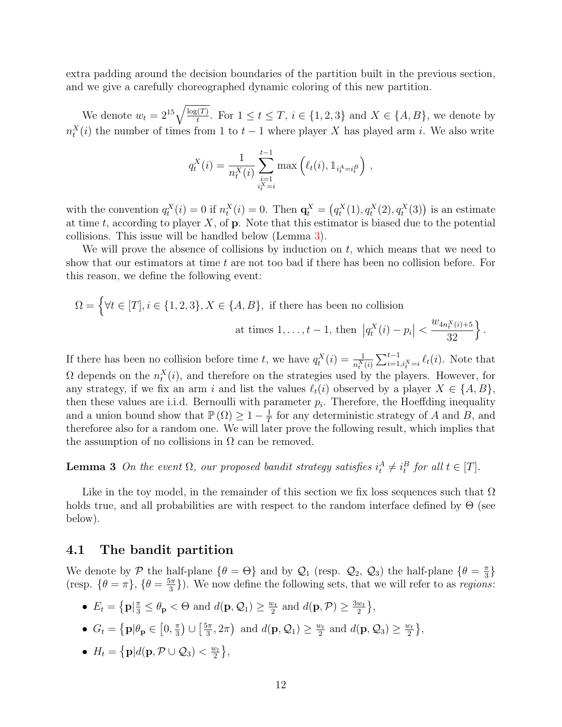extra padding around the decision boundaries of the partition built in the previous section, and we give a carefully choreographed dynamic coloring of this new partition.

We denote $w_t = 2^{15}\sqrt{\frac{\log(T)}{t}}$. For $1 \le t \le T$, $i \in \{1,2,3\}$ and $X \in \{A, B\}$, we denote by $n_t^X(i)$ the number of times from 1 to $t-1$ where player $X$ has played arm $i$. We also write

$$q_t^X(i) = \frac{1}{n_t^X(i)} \sum_{\substack{i=1 \\ i_t^X = i}}^{t-1} \max\left(\ell_t(i), \mathbb{1}_{i_t^A = i_t^B}\right) \,,$$

with the convention $q_t^X(i) = 0$ if $n_t^X(i) = 0$. Then $\mathbf{q}_t^X = \left(q_t^X(1), q_t^X(2), q_t^X(3)\right)$ is an estimate at time $t$, according to player $X$, of $\mathbf{p}$. Note that this estimator is biased due to the potential collisions. This issue will be handled below (Lemma 3).

We will prove the absence of collisions by induction on $t$, which means that we need to show that our estimators at time $t$ are not too bad if there has been no collision before. For this reason, we define the following event:

$$\Omega = \Big\{\forall t \in [T], i \in \{1,2,3\}, X \in \{A, B\}, \text{ if there has been no collision at times } 1, \dots, t-1, \text{ then } \left|q_t^X(i) - p_i\right| < \frac{w_{4n_t^X(i)+5}}{32}\Big\}.$$

If there has been no collision before time $t$, we have $q_t^X(i) = \frac{1}{n_t^X(i)} \sum_{i=1, i_t^X = i}^{t-1} \ell_t(i)$. Note that $\Omega$ depends on the $n_t^X(i)$, and therefore on the strategies used by the players. However, for any strategy, if we fix an arm $i$ and list the values $\ell_t(i)$ observed by a player $X \in \{A, B\}$, then these values are i.i.d. Bernoulli with parameter $p_i$. Therefore, the Hoeffding inequality and a union bound show that $\mathbb{P}(\Omega) \ge 1 - \frac{1}{T}$ for any deterministic strategy of $A$ and $B$, and thereforee also for a random one. We will later prove the following result, which implies that the assumption of no collisions in $\Omega$ can be removed.

**Lemma 3** *On the event $\Omega$, our proposed bandit strategy satisfies $i_t^A \neq i_t^B$ for all $t \in [T]$.*

Like in the toy model, in the remainder of this section we fix loss sequences such that $\Omega$ holds true, and all probabilities are with respect to the random interface defined by $\Theta$ (see below).

## 4.1 The bandit partition

We denote by $\mathcal{P}$ the half-plane $\{\theta = \Theta\}$ and by $\mathcal{Q}_1$ (resp. $\mathcal{Q}_2$, $\mathcal{Q}_3$) the half-plane $\{\theta = \frac{\pi}{3}\}$ (resp. $\{\theta = \pi\}$, $\{\theta = \frac{5\pi}{3}\}$). We now define the following sets, that we will refer to as *regions*:

- $E_t = \left\{\mathbf{p} \middle| \frac{\pi}{3} \le \theta_{\mathbf{p}} < \Theta \text{ and } d(\mathbf{p}, \mathcal{Q}_1) \ge \frac{w_t}{2} \text{ and } d(\mathbf{p}, \mathcal{P}) \ge \frac{3w_t}{2}\right\}$,
- $G_t = \left\{\mathbf{p} \middle| \theta_{\mathbf{p}} \in \left[0, \frac{\pi}{3}\right) \cup \left[\frac{5\pi}{3}, 2\pi\right) \text{ and } d(\mathbf{p}, \mathcal{Q}_1) \ge \frac{w_t}{2} \text{ and } d(\mathbf{p}, \mathcal{Q}_3) \ge \frac{w_t}{2}\right\}$,
- $H_t = \left\{\mathbf{p} \middle| d(\mathbf{p}, \mathcal{P} \cup \mathcal{Q}_3) < \frac{w_t}{2}\right\}$,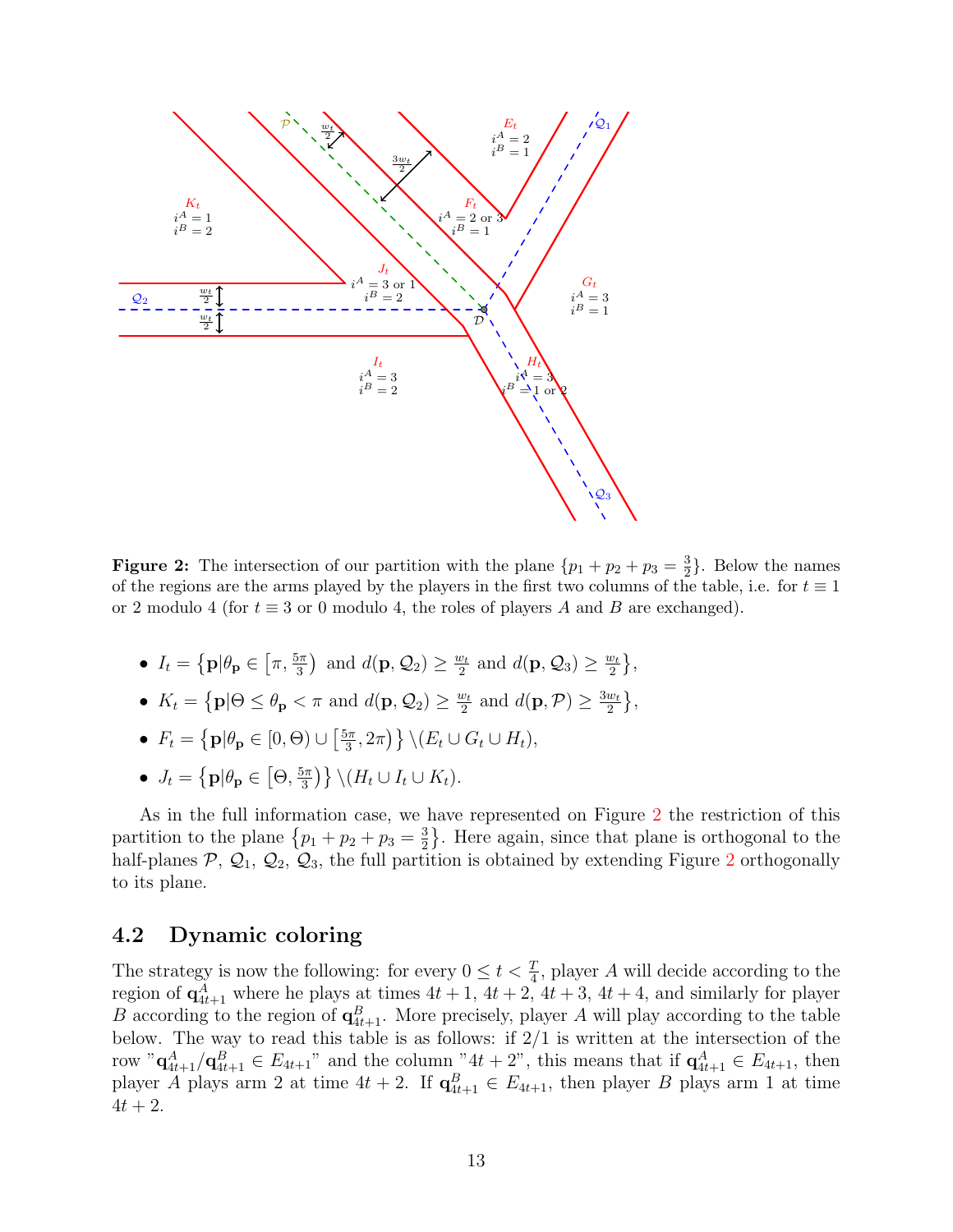**Figure 2:** The intersection of our partition with the plane $\{p_1 + p_2 + p_3 = \frac{3}{2}\}$. Below the names of the regions are the arms played by the players in the first two columns of the table, i.e. for $t \equiv 1$ or 2 modulo 4 (for $t \equiv 3$ or 0 modulo 4, the roles of players $A$ and $B$ are exchanged).

- $I_t = \left\{\mathbf{p} \middle| \theta_{\mathbf{p}} \in \left[\pi, \frac{5\pi}{3}\right) \text{ and } d(\mathbf{p}, \mathcal{Q}_2) \geq \frac{w_t}{2} \text{ and } d(\mathbf{p}, \mathcal{Q}_3) \geq \frac{w_t}{2}\right\}$,
- $K_t = \left\{\mathbf{p} \middle| \Theta \leq \theta_{\mathbf{p}} < \pi \text{ and } d(\mathbf{p}, \mathcal{Q}_2) \geq \frac{w_t}{2} \text{ and } d(\mathbf{p}, \mathcal{P}) \geq \frac{3w_t}{2}\right\}$,
- $F_t = \left\{\mathbf{p} \middle| \theta_{\mathbf{p}} \in [0, \Theta) \cup \left[\frac{5\pi}{3}, 2\pi\right)\right\} \setminus (E_t \cup G_t \cup H_t)$,
- $J_t = \left\{\mathbf{p} \middle| \theta_{\mathbf{p}} \in \left[\Theta, \frac{5\pi}{3}\right)\right\} \setminus (H_t \cup I_t \cup K_t)$.

As in the full information case, we have represented on Figure 2 the restriction of this partition to the plane $\left\{p_1 + p_2 + p_3 = \frac{3}{2}\right\}$. Here again, since that plane is orthogonal to the half-planes $\mathcal{P}$, $\mathcal{Q}_1$, $\mathcal{Q}_2$, $\mathcal{Q}_3$, the full partition is obtained by extending Figure 2 orthogonally to its plane.

## 4.2 Dynamic coloring

The strategy is now the following: for every $0 \leq t < \frac{T}{4}$, player $A$ will decide according to the region of $\mathbf{q}^A_{4t+1}$ where he plays at times $4t+1$, $4t+2$, $4t+3$, $4t+4$, and similarly for player $B$ according to the region of $\mathbf{q}^B_{4t+1}$. More precisely, player $A$ will play according to the table below. The way to read this table is as follows: if 2/1 is written at the intersection of the row "$\mathbf{q}^A_{4t+1}/\mathbf{q}^B_{4t+1} \in E_{4t+1}$" and the column "$4t+2$", this means that if $\mathbf{q}^A_{4t+1} \in E_{4t+1}$, then player $A$ plays arm 2 at time $4t+2$. If $\mathbf{q}^B_{4t+1} \in E_{4t+1}$, then player $B$ plays arm 1 at time $4t+2$.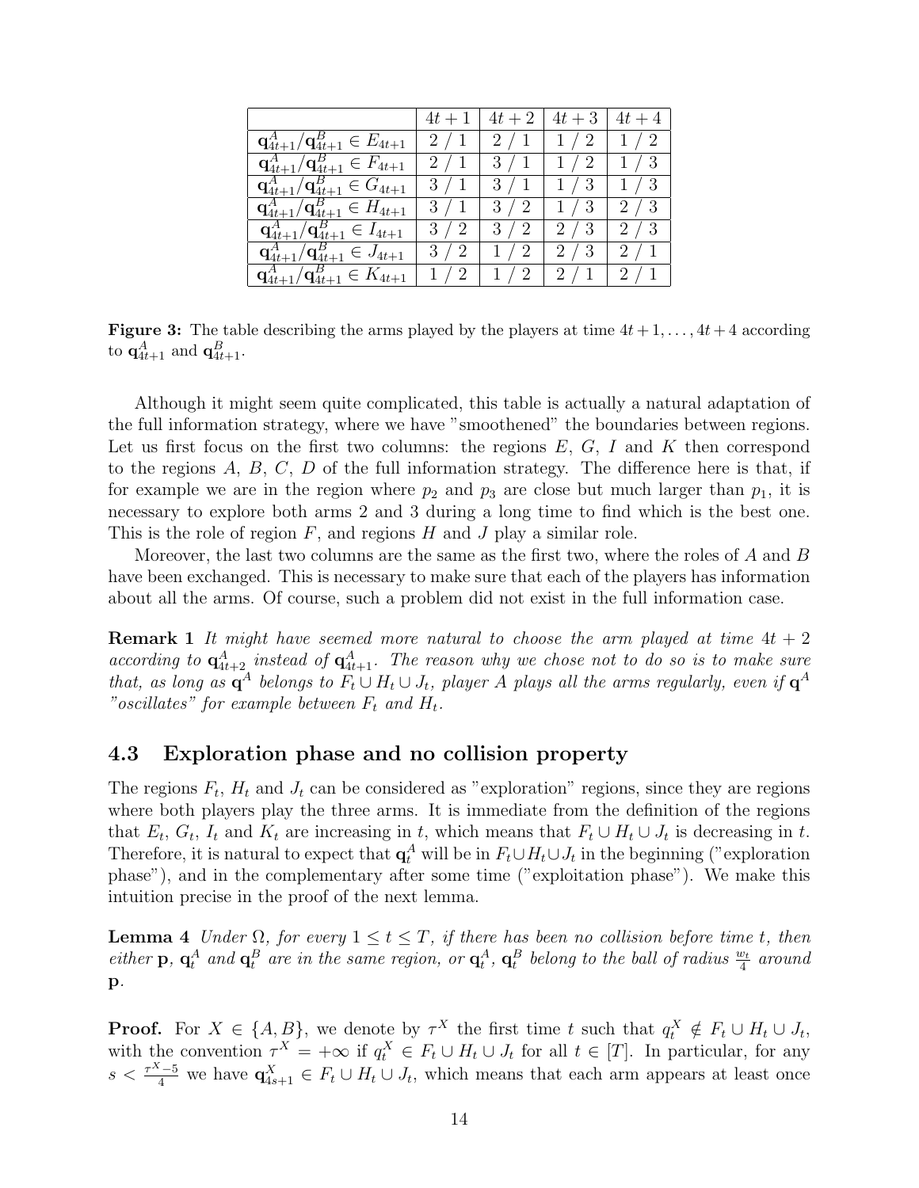|  | $4t+1$ | $4t+2$ | $4t+3$ | $4t+4$ |
|---|---|---|---|---|
| $\mathbf{q}^A_{4t+1}/\mathbf{q}^B_{4t+1} \in E_{4t+1}$ | 2 / 1 | 2 / 1 | 1 / 2 | 1 / 2 |
| $\mathbf{q}^A_{4t+1}/\mathbf{q}^B_{4t+1} \in F_{4t+1}$ | 2 / 1 | 3 / 1 | 1 / 2 | 1 / 3 |
| $\mathbf{q}^A_{4t+1}/\mathbf{q}^B_{4t+1} \in G_{4t+1}$ | 3 / 1 | 3 / 1 | 1 / 3 | 1 / 3 |
| $\mathbf{q}^A_{4t+1}/\mathbf{q}^B_{4t+1} \in H_{4t+1}$ | 3 / 1 | 3 / 2 | 1 / 3 | 2 / 3 |
| $\mathbf{q}^A_{4t+1}/\mathbf{q}^B_{4t+1} \in I_{4t+1}$ | 3 / 2 | 3 / 2 | 2 / 3 | 2 / 3 |
| $\mathbf{q}^A_{4t+1}/\mathbf{q}^B_{4t+1} \in J_{4t+1}$ | 3 / 2 | 1 / 2 | 2 / 3 | 2 / 1 |
| $\mathbf{q}^A_{4t+1}/\mathbf{q}^B_{4t+1} \in K_{4t+1}$ | 1 / 2 | 1 / 2 | 2 / 1 | 2 / 1 |

**Figure 3:** The table describing the arms played by the players at time $4t+1, \ldots, 4t+4$ according to $\mathbf{q}^A_{4t+1}$ and $\mathbf{q}^B_{4t+1}$.

Although it might seem quite complicated, this table is actually a natural adaptation of the full information strategy, where we have "smoothened" the boundaries between regions. Let us first focus on the first two columns: the regions $E$, $G$, $I$ and $K$ then correspond to the regions $A$, $B$, $C$, $D$ of the full information strategy. The difference here is that, if for example we are in the region where $p_2$ and $p_3$ are close but much larger than $p_1$, it is necessary to explore both arms 2 and 3 during a long time to find which is the best one. This is the role of region $F$, and regions $H$ and $J$ play a similar role.

Moreover, the last two columns are the same as the first two, where the roles of $A$ and $B$ have been exchanged. This is necessary to make sure that each of the players has information about all the arms. Of course, such a problem did not exist in the full information case.

**Remark 1** *It might have seemed more natural to choose the arm played at time $4t+2$ according to $\mathbf{q}^A_{4t+2}$ instead of $\mathbf{q}^A_{4t+1}$. The reason why we chose not to do so is to make sure that, as long as $\mathbf{q}^A$ belongs to $F_t \cup H_t \cup J_t$, player A plays all the arms regularly, even if $\mathbf{q}^A$ "oscillates" for example between $F_t$ and $H_t$.*

### 4.3 Exploration phase and no collision property

The regions $F_t$, $H_t$ and $J_t$ can be considered as "exploration" regions, since they are regions where both players play the three arms. It is immediate from the definition of the regions that $E_t$, $G_t$, $I_t$ and $K_t$ are increasing in $t$, which means that $F_t \cup H_t \cup J_t$ is decreasing in $t$. Therefore, it is natural to expect that $q^A_t$ will be in $F_t \cup H_t \cup J_t$ in the beginning ("exploration phase"), and in the complementary after some time ("exploitation phase"). We make this intuition precise in the proof of the next lemma.

**Lemma 4** *Under $\Omega$, for every $1 \leq t \leq T$, if there has been no collision before time $t$, then either $\mathbf{p}$, $\mathbf{q}^A_t$ and $\mathbf{q}^B_t$ are in the same region, or $\mathbf{q}^A_t$, $\mathbf{q}^B_t$ belong to the ball of radius $\frac{w_t}{4}$ around $\mathbf{p}$.*

**Proof.** For $X \in \{A, B\}$, we denote by $\tau^X$ the first time $t$ such that $q^X_t \notin F_t \cup H_t \cup J_t$, with the convention $\tau^X = +\infty$ if $q^X_t \in F_t \cup H_t \cup J_t$ for all $t \in [T]$. In particular, for any $s < \frac{\tau^X - 5}{4}$ we have $\mathbf{q}^X_{4s+1} \in F_t \cup H_t \cup J_t$, which means that each arm appears at least once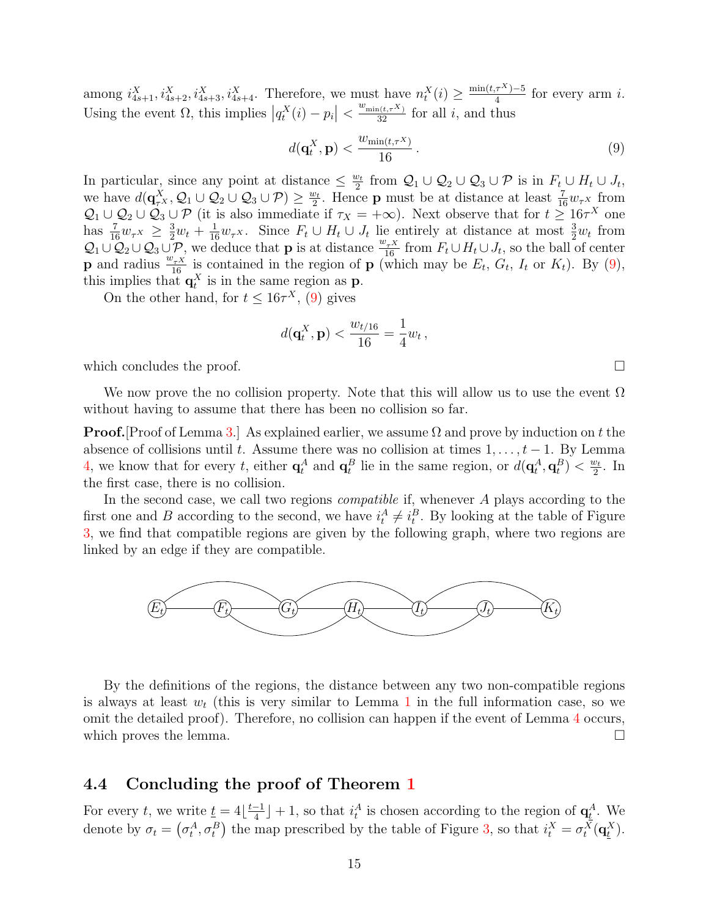among $i^X_{4s+1}, i^X_{4s+2}, i^X_{4s+3}, i^X_{4s+4}$. Therefore, we must have $n^X_t(i) \geq \frac{\min(t,\tau^X)-5}{4}$ for every arm $i$. Using the event $\Omega$, this implies $\left|q^X_t(i) - p_i\right| < \frac{w_{\min(t,\tau^X)}}{32}$ for all $i$, and thus

$$d(\mathbf{q}^X_t, \mathbf{p}) < \frac{w_{\min(t,\tau^X)}}{16}\,. \tag{9}$$

In particular, since any point at distance $\leq \frac{w_t}{2}$ from $\mathcal{Q}_1 \cup \mathcal{Q}_2 \cup \mathcal{Q}_3 \cup \mathcal{P}$ is in $F_t \cup H_t \cup J_t$, we have $d(\mathbf{q}^X_{\tau^X}, \mathcal{Q}_1 \cup \mathcal{Q}_2 \cup \mathcal{Q}_3 \cup \mathcal{P}) \geq \frac{w_t}{2}$. Hence $\mathbf{p}$ must be at distance at least $\frac{7}{16} w_{\tau^X}$ from $\mathcal{Q}_1 \cup \mathcal{Q}_2 \cup \mathcal{Q}_3 \cup \mathcal{P}$ (it is also immediate if $\tau_X = +\infty$). Next observe that for $t \geq 16\tau^X$ one has $\frac{7}{16} w_{\tau^X} \geq \frac{3}{2} w_t + \frac{1}{16} w_{\tau^X}$. Since $F_t \cup H_t \cup J_t$ lie entirely at distance at most $\frac{3}{2} w_t$ from $\mathcal{Q}_1 \cup \mathcal{Q}_2 \cup \mathcal{Q}_3 \cup \mathcal{P}$, we deduce that $\mathbf{p}$ is at distance $\frac{w_{\tau^X}}{16}$ from $F_t \cup H_t \cup J_t$, so the ball of center $\mathbf{p}$ and radius $\frac{w_{\tau^X}}{16}$ is contained in the region of $\mathbf{p}$ (which may be $E_t$, $G_t$, $I_t$ or $K_t$). By (9), this implies that $\mathbf{q}^X_t$ is in the same region as $\mathbf{p}$.

On the other hand, for $t \leq 16\tau^X$, (9) gives

$$d(\mathbf{q}^X_t, \mathbf{p}) < \frac{w_{t/16}}{16} = \frac{1}{4} w_t\,,$$

which concludes the proof. □

We now prove the no collision property. Note that this will allow us to use the event $\Omega$ without having to assume that there has been no collision so far.

**Proof.**[Proof of Lemma 3.] As explained earlier, we assume $\Omega$ and prove by induction on $t$ the absence of collisions until $t$. Assume there was no collision at times $1, \ldots, t-1$. By Lemma 4, we know that for every $t$, either $\mathbf{q}^A_t$ and $\mathbf{q}^B_t$ lie in the same region, or $d(\mathbf{q}^A_t, \mathbf{q}^B_t) < \frac{w_t}{2}$. In the first case, there is no collision.

In the second case, we call two regions *compatible* if, whenever $A$ plays according to the first one and $B$ according to the second, we have $i^A_t \neq i^B_t$. By looking at the table of Figure 3, we find that compatible regions are given by the following graph, where two regions are linked by an edge if they are compatible.

By the definitions of the regions, the distance between any two non-compatible regions is always at least $w_t$ (this is very similar to Lemma 1 in the full information case, so we omit the detailed proof). Therefore, no collision can happen if the event of Lemma 4 occurs, which proves the lemma. □

## 4.4 Concluding the proof of Theorem 1

For every $t$, we write $\underline{t} = 4\lfloor \frac{t-1}{4} \rfloor + 1$, so that $i^A_t$ is chosen according to the region of $\mathbf{q}^A_{\underline{t}}$. We denote by $\sigma_t = \left(\sigma^A_t, \sigma^B_t\right)$ the map prescribed by the table of Figure 3, so that $i^X_t = \sigma^X_t(\mathbf{q}^X_{\underline{t}})$.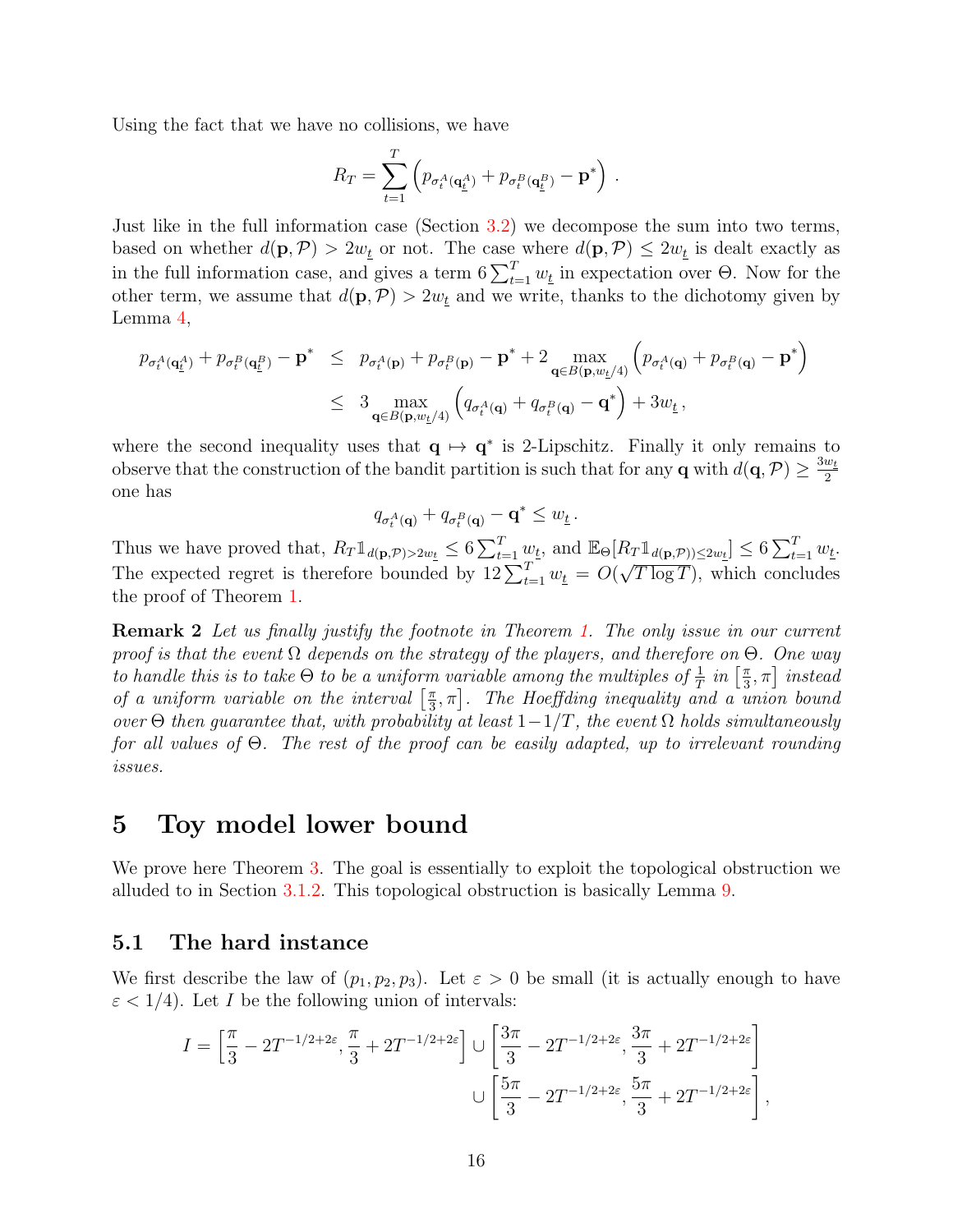Using the fact that we have no collisions, we have

$$R_T = \sum_{t=1}^{T} \left( p_{\sigma_t^A(\mathbf{q}_{\underline{t}}^A)} + p_{\sigma_t^B(\mathbf{q}_{\underline{t}}^B)} - \mathbf{p}^* \right) .$$

Just like in the full information case (Section 3.2) we decompose the sum into two terms, based on whether $d(\mathbf{p}, \mathcal{P}) > 2w_{\underline{t}}$ or not. The case where $d(\mathbf{p}, \mathcal{P}) \leq 2w_{\underline{t}}$ is dealt exactly as in the full information case, and gives a term $6\sum_{t=1}^{T} w_{\underline{t}}$ in expectation over $\Theta$. Now for the other term, we assume that $d(\mathbf{p}, \mathcal{P}) > 2w_{\underline{t}}$ and we write, thanks to the dichotomy given by Lemma 4,

$$\begin{aligned}
p_{\sigma_t^A(\mathbf{q}_{\underline{t}}^A)} + p_{\sigma_t^B(\mathbf{q}_{\underline{t}}^B)} - \mathbf{p}^* &\leq p_{\sigma_t^A(\mathbf{p})} + p_{\sigma_t^B(\mathbf{p})} - \mathbf{p}^* + 2 \max_{\mathbf{q} \in B(\mathbf{p}, w_{\underline{t}}/4)} \left( p_{\sigma_t^A(\mathbf{q})} + p_{\sigma_t^B(\mathbf{q})} - \mathbf{p}^* \right) \\
&\leq 3 \max_{\mathbf{q} \in B(\mathbf{p}, w_{\underline{t}}/4)} \left( q_{\sigma_t^A(\mathbf{q})} + q_{\sigma_t^B(\mathbf{q})} - \mathbf{q}^* \right) + 3w_{\underline{t}} \,,
\end{aligned}$$

where the second inequality uses that $\mathbf{q} \mapsto \mathbf{q}^*$ is 2-Lipschitz. Finally it only remains to observe that the construction of the bandit partition is such that for any $\mathbf{q}$ with $d(\mathbf{q}, \mathcal{P}) \geq \frac{3w_{\underline{t}}}{2}$ one has

$$q_{\sigma_t^A(\mathbf{q})} + q_{\sigma_t^B(\mathbf{q})} - \mathbf{q}^* \leq w_{\underline{t}} \,.$$

Thus we have proved that, $R_T \mathbb{1}_{d(\mathbf{p},\mathcal{P})>2w_{\underline{t}}} \leq 6\sum_{t=1}^{T} w_{\underline{t}}$, and $\mathbb{E}_{\Theta}[R_T \mathbb{1}_{d(\mathbf{p},\mathcal{P}))\leq 2w_{\underline{t}}}] \leq 6\sum_{t=1}^{T} w_{\underline{t}}$. The expected regret is therefore bounded by $12\sum_{t=1}^{T} w_{\underline{t}} = O(\sqrt{T \log T})$, which concludes the proof of Theorem 1.

**Remark 2** *Let us finally justify the footnote in Theorem 1. The only issue in our current proof is that the event $\Omega$ depends on the strategy of the players, and therefore on $\Theta$. One way to handle this is to take $\Theta$ to be a uniform variable among the multiples of $\frac{1}{T}$ in $\left[\frac{\pi}{3}, \pi\right]$ instead of a uniform variable on the interval $\left[\frac{\pi}{3}, \pi\right]$. The Hoeffding inequality and a union bound over $\Theta$ then guarantee that, with probability at least $1-1/T$, the event $\Omega$ holds simultaneously for all values of $\Theta$. The rest of the proof can be easily adapted, up to irrelevant rounding issues.*

# 5 Toy model lower bound

We prove here Theorem 3. The goal is essentially to exploit the topological obstruction we alluded to in Section 3.1.2. This topological obstruction is basically Lemma 9.

## 5.1 The hard instance

We first describe the law of $(p_1, p_2, p_3)$. Let $\varepsilon > 0$ be small (it is actually enough to have $\varepsilon < 1/4$). Let $I$ be the following union of intervals:

$$\begin{aligned}
I = \left[\frac{\pi}{3} - 2T^{-1/2+2\varepsilon}, \frac{\pi}{3} + 2T^{-1/2+2\varepsilon}\right] &\cup \left[\frac{3\pi}{3} - 2T^{-1/2+2\varepsilon}, \frac{3\pi}{3} + 2T^{-1/2+2\varepsilon}\right] \\
&\cup \left[\frac{5\pi}{3} - 2T^{-1/2+2\varepsilon}, \frac{5\pi}{3} + 2T^{-1/2+2\varepsilon}\right],
\end{aligned}$$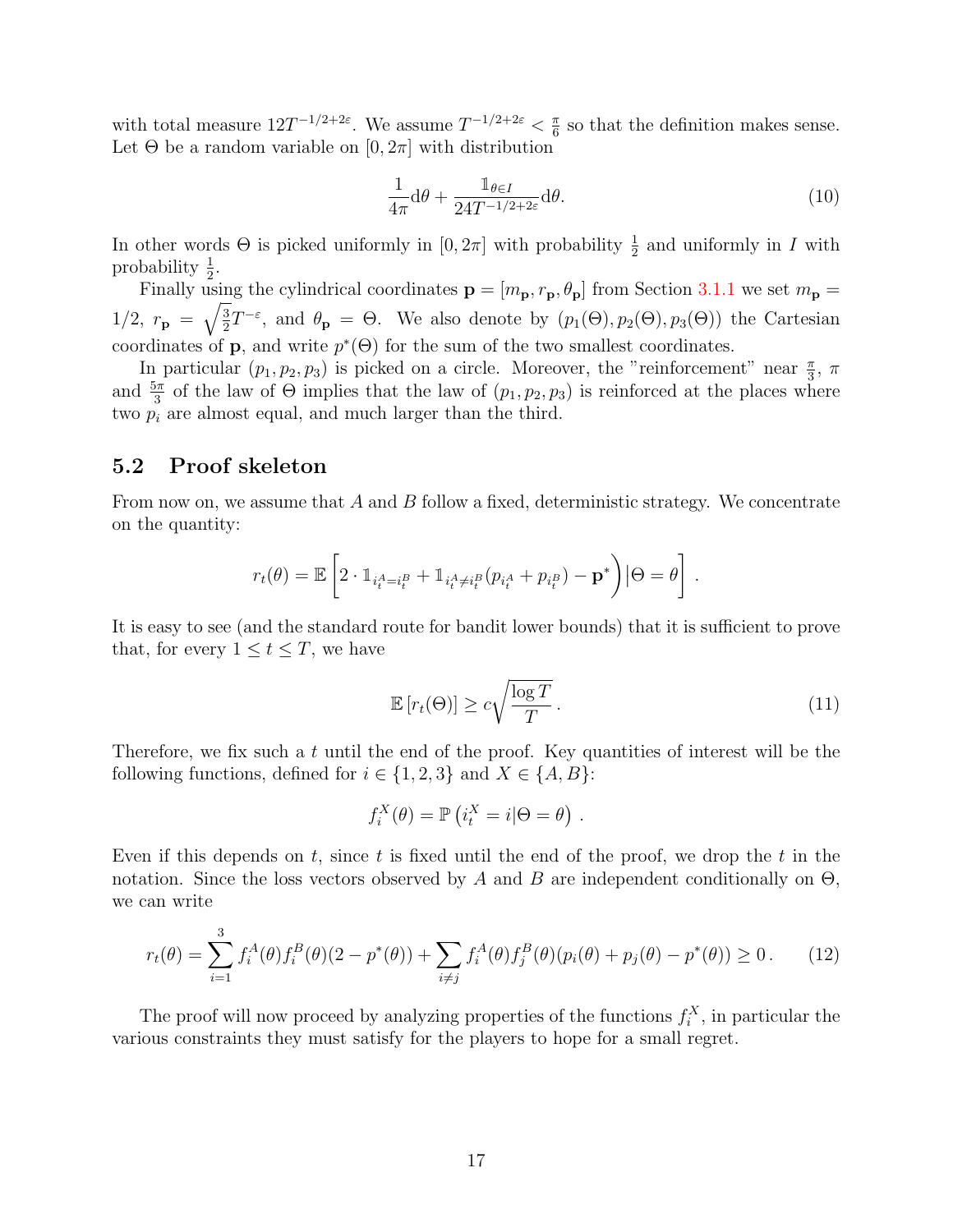with total measure $12T^{-1/2+2\varepsilon}$. We assume $T^{-1/2+2\varepsilon} < \frac{\pi}{6}$ so that the definition makes sense. Let $\Theta$ be a random variable on $[0, 2\pi]$ with distribution

$$\frac{1}{4\pi}\mathrm{d}\theta + \frac{\mathbb{1}_{\theta \in I}}{24T^{-1/2+2\varepsilon}}\mathrm{d}\theta. \tag{10}$$

In other words $\Theta$ is picked uniformly in $[0, 2\pi]$ with probability $\frac{1}{2}$ and uniformly in $I$ with probability $\frac{1}{2}$.

Finally using the cylindrical coordinates $\mathbf{p} = [m_{\mathbf{p}}, r_{\mathbf{p}}, \theta_{\mathbf{p}}]$ from Section 3.1.1 we set $m_{\mathbf{p}} = 1/2$, $r_{\mathbf{p}} = \sqrt{\frac{3}{2}}T^{-\varepsilon}$, and $\theta_{\mathbf{p}} = \Theta$. We also denote by $(p_1(\Theta), p_2(\Theta), p_3(\Theta))$ the Cartesian coordinates of $\mathbf{p}$, and write $p^*(\Theta)$ for the sum of the two smallest coordinates.

In particular $(p_1, p_2, p_3)$ is picked on a circle. Moreover, the "reinforcement" near $\frac{\pi}{3}$, $\pi$ and $\frac{5\pi}{3}$ of the law of $\Theta$ implies that the law of $(p_1, p_2, p_3)$ is reinforced at the places where two $p_i$ are almost equal, and much larger than the third.

## 5.2 Proof skeleton

From now on, we assume that $A$ and $B$ follow a fixed, deterministic strategy. We concentrate on the quantity:

$$r_t(\theta) = \mathbb{E}\left[2 \cdot \mathbb{1}_{i_t^A = i_t^B} + \mathbb{1}_{i_t^A \neq i_t^B}(p_{i_t^A} + p_{i_t^B}) - \mathbf{p}^*\right) \Big| \Theta = \theta\Big] \,.$$

It is easy to see (and the standard route for bandit lower bounds) that it is sufficient to prove that, for every $1 \leq t \leq T$, we have

$$\mathbb{E}\left[r_t(\Theta)\right] \geq c\sqrt{\frac{\log T}{T}}\,. \tag{11}$$

Therefore, we fix such a $t$ until the end of the proof. Key quantities of interest will be the following functions, defined for $i \in \{1, 2, 3\}$ and $X \in \{A, B\}$:

$$f_i^X(\theta) = \mathbb{P}\left(i_t^X = i | \Theta = \theta\right)\,.$$

Even if this depends on $t$, since $t$ is fixed until the end of the proof, we drop the $t$ in the notation. Since the loss vectors observed by $A$ and $B$ are independent conditionally on $\Theta$, we can write

$$r_t(\theta) = \sum_{i=1}^{3} f_i^A(\theta) f_i^B(\theta)(2 - p^*(\theta)) + \sum_{i \neq j} f_i^A(\theta) f_j^B(\theta)(p_i(\theta) + p_j(\theta) - p^*(\theta)) \geq 0\,. \tag{12}$$

The proof will now proceed by analyzing properties of the functions $f_i^X$, in particular the various constraints they must satisfy for the players to hope for a small regret.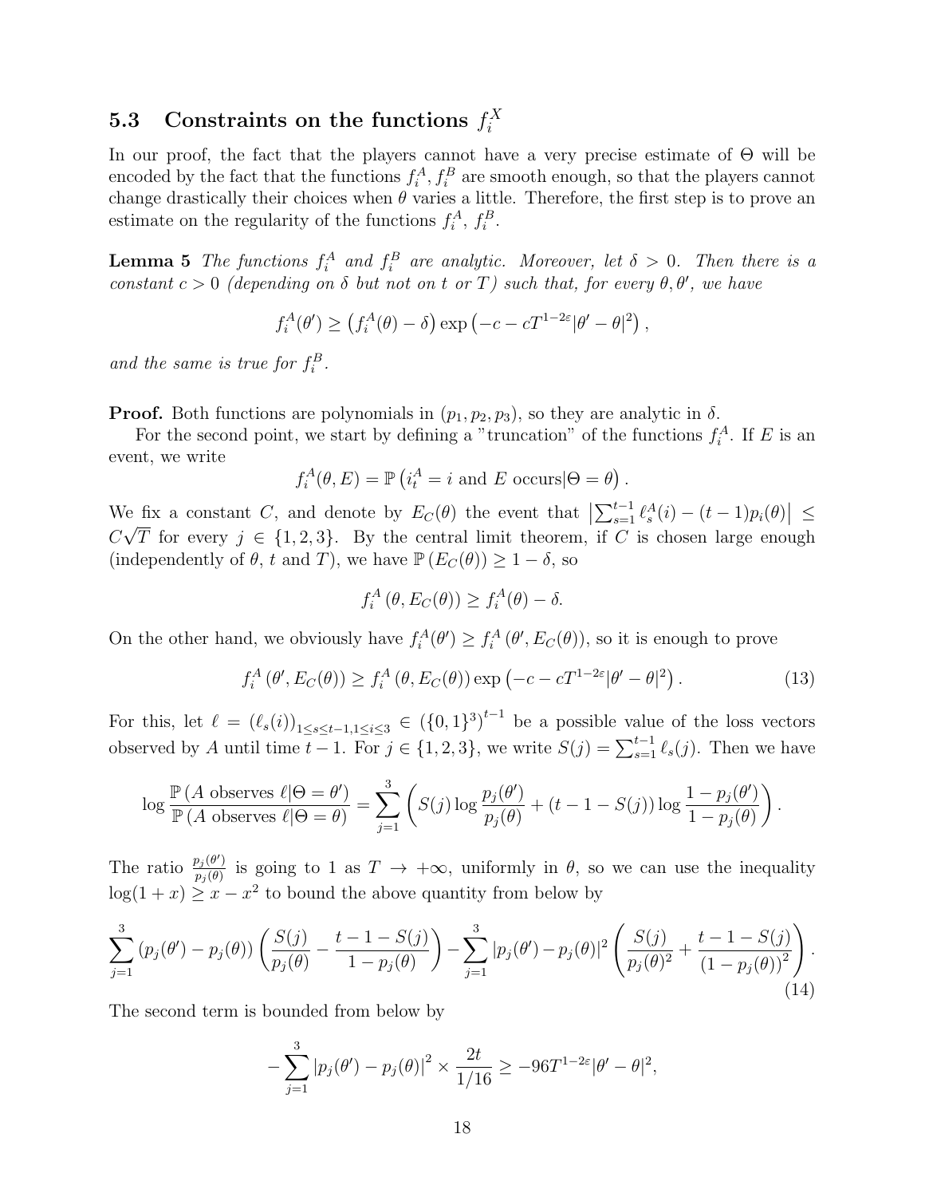### 5.3 Constraints on the functions $f_i^X$

In our proof, the fact that the players cannot have a very precise estimate of $\Theta$ will be encoded by the fact that the functions $f_i^A, f_i^B$ are smooth enough, so that the players cannot change drastically their choices when $\theta$ varies a little. Therefore, the first step is to prove an estimate on the regularity of the functions $f_i^A$, $f_i^B$.

**Lemma 5** *The functions $f_i^A$ and $f_i^B$ are analytic. Moreover, let $\delta > 0$. Then there is a constant $c > 0$ (depending on $\delta$ but not on $t$ or $T$) such that, for every $\theta, \theta'$, we have*

$$f_i^A(\theta') \geq \left(f_i^A(\theta) - \delta\right) \exp\left(-c - cT^{1-2\varepsilon}|\theta' - \theta|^2\right),$$

*and the same is true for $f_i^B$.*

**Proof.** Both functions are polynomials in $(p_1, p_2, p_3)$, so they are analytic in $\delta$.

For the second point, we start by defining a "truncation" of the functions $f_i^A$. If $E$ is an event, we write

$$f_i^A(\theta, E) = \mathbb{P}\left(i_t^A = i \text{ and } E \text{ occurs} | \Theta = \theta\right).$$

We fix a constant $C$, and denote by $E_C(\theta)$ the event that $\left|\sum_{s=1}^{t-1} \ell_s^A(i) - (t-1)p_i(\theta)\right| \leq C\sqrt{T}$ for every $j \in \{1, 2, 3\}$. By the central limit theorem, if $C$ is chosen large enough (independently of $\theta$, $t$ and $T$), we have $\mathbb{P}\left(E_C(\theta)\right) \geq 1 - \delta$, so

$$f_i^A\left(\theta, E_C(\theta)\right) \geq f_i^A(\theta) - \delta.$$

On the other hand, we obviously have $f_i^A(\theta') \geq f_i^A\left(\theta', E_C(\theta)\right)$, so it is enough to prove

$$f_i^A\left(\theta', E_C(\theta)\right) \geq f_i^A\left(\theta, E_C(\theta)\right) \exp\left(-c - cT^{1-2\varepsilon}|\theta' - \theta|^2\right). \tag{13}$$

For this, let $\ell = (\ell_s(i))_{1 \leq s \leq t-1, 1 \leq i \leq 3} \in \left(\{0,1\}^3\right)^{t-1}$ be a possible value of the loss vectors observed by $A$ until time $t-1$. For $j \in \{1, 2, 3\}$, we write $S(j) = \sum_{s=1}^{t-1} \ell_s(j)$. Then we have

$$\log \frac{\mathbb{P}\left(A \text{ observes } \ell | \Theta = \theta'\right)}{\mathbb{P}\left(A \text{ observes } \ell | \Theta = \theta\right)} = \sum_{j=1}^{3} \left(S(j) \log \frac{p_j(\theta')}{p_j(\theta)} + (t - 1 - S(j)) \log \frac{1 - p_j(\theta')}{1 - p_j(\theta)}\right).$$

The ratio $\frac{p_j(\theta')}{p_j(\theta)}$ is going to 1 as $T \to +\infty$, uniformly in $\theta$, so we can use the inequality $\log(1 + x) \geq x - x^2$ to bound the above quantity from below by

$$\sum_{j=1}^{3} \left(p_j(\theta') - p_j(\theta)\right) \left(\frac{S(j)}{p_j(\theta)} - \frac{t - 1 - S(j)}{1 - p_j(\theta)}\right) - \sum_{j=1}^{3} |p_j(\theta') - p_j(\theta)|^2 \left(\frac{S(j)}{p_j(\theta)^2} + \frac{t - 1 - S(j)}{\left(1 - p_j(\theta)\right)^2}\right). \tag{14}$$

The second term is bounded from below by

$$-\sum_{j=1}^{3} \left|p_j(\theta') - p_j(\theta)\right|^2 \times \frac{2t}{1/16} \geq -96T^{1-2\varepsilon}|\theta' - \theta|^2,$$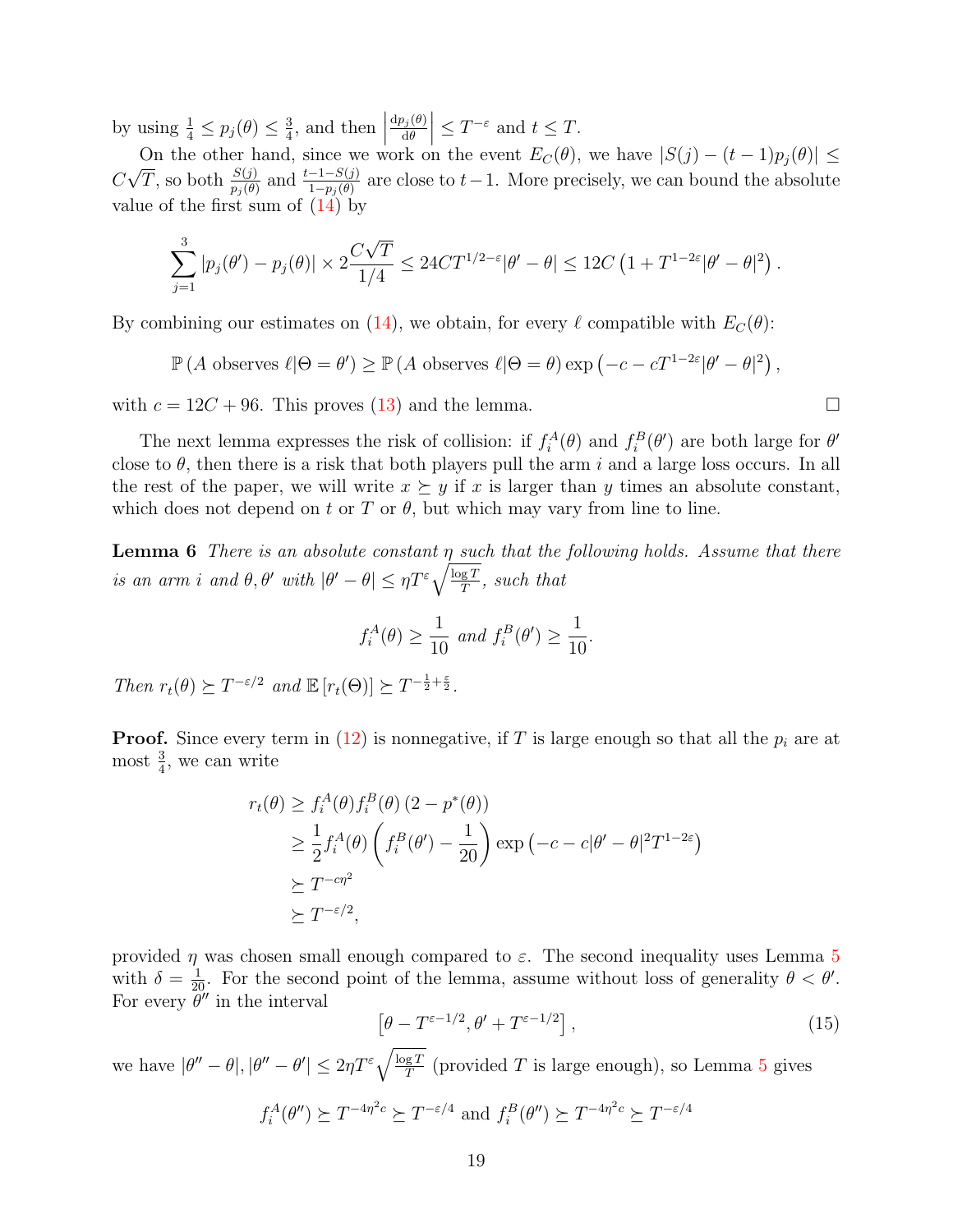by using $\frac{1}{4} \leq p_j(\theta) \leq \frac{3}{4}$, and then $\left|\frac{\mathrm{d}p_j(\theta)}{\mathrm{d}\theta}\right| \leq T^{-\varepsilon}$ and $t \leq T$.

On the other hand, since we work on the event $E_C(\theta)$, we have $|S(j) - (t-1)p_j(\theta)| \leq C\sqrt{T}$, so both $\frac{S(j)}{p_j(\theta)}$ and $\frac{t-1-S(j)}{1-p_j(\theta)}$ are close to $t-1$. More precisely, we can bound the absolute value of the first sum of (14) by

$$\sum_{j=1}^{3} |p_j(\theta') - p_j(\theta)| \times 2\frac{C\sqrt{T}}{1/4} \leq 24CT^{1/2-\varepsilon}|\theta' - \theta| \leq 12C\left(1 + T^{1-2\varepsilon}|\theta' - \theta|^2\right).$$

By combining our estimates on (14), we obtain, for every $\ell$ compatible with $E_C(\theta)$:

$$\mathbb{P}\left(A \text{ observes } \ell | \Theta = \theta'\right) \geq \mathbb{P}\left(A \text{ observes } \ell | \Theta = \theta\right) \exp\left(-c - cT^{1-2\varepsilon}|\theta' - \theta|^2\right),$$

with $c = 12C + 96$. This proves (13) and the lemma. □

The next lemma expresses the risk of collision: if $f_i^A(\theta)$ and $f_i^B(\theta')$ are both large for $\theta'$ close to $\theta$, then there is a risk that both players pull the arm $i$ and a large loss occurs. In all the rest of the paper, we will write $x \succeq y$ if $x$ is larger than $y$ times an absolute constant, which does not depend on $t$ or $T$ or $\theta$, but which may vary from line to line.

**Lemma 6** *There is an absolute constant $\eta$ such that the following holds. Assume that there is an arm $i$ and $\theta, \theta'$ with $|\theta' - \theta| \leq \eta T^{\varepsilon}\sqrt{\frac{\log T}{T}}$, such that*

$$f_i^A(\theta) \geq \frac{1}{10} \text{ and } f_i^B(\theta') \geq \frac{1}{10}.$$

*Then $r_t(\theta) \succeq T^{-\varepsilon/2}$ and $\mathbb{E}\left[r_t(\Theta)\right] \succeq T^{-\frac{1}{2}+\frac{\varepsilon}{2}}$.*

**Proof.** Since every term in (12) is nonnegative, if $T$ is large enough so that all the $p_i$ are at most $\frac{3}{4}$, we can write

$$\begin{aligned}
r_t(\theta) &\geq f_i^A(\theta) f_i^B(\theta)\left(2 - p^*(\theta)\right) \\
&\geq \frac{1}{2} f_i^A(\theta)\left(f_i^B(\theta') - \frac{1}{20}\right)\exp\left(-c - c|\theta' - \theta|^2 T^{1-2\varepsilon}\right) \\
&\succeq T^{-c\eta^2} \\
&\succeq T^{-\varepsilon/2},
\end{aligned}$$

provided $\eta$ was chosen small enough compared to $\varepsilon$. The second inequality uses Lemma 5 with $\delta = \frac{1}{20}$. For the second point of the lemma, assume without loss of generality $\theta < \theta'$. For every $\theta''$ in the interval

$$\left[\theta - T^{\varepsilon - 1/2}, \theta' + T^{\varepsilon - 1/2}\right], \tag{15}$$

we have $|\theta'' - \theta|, |\theta'' - \theta'| \leq 2\eta T^{\varepsilon}\sqrt{\frac{\log T}{T}}$ (provided $T$ is large enough), so Lemma 5 gives

$$f_i^A(\theta'') \succeq T^{-4\eta^2 c} \succeq T^{-\varepsilon/4} \text{ and } f_i^B(\theta'') \succeq T^{-4\eta^2 c} \succeq T^{-\varepsilon/4}$$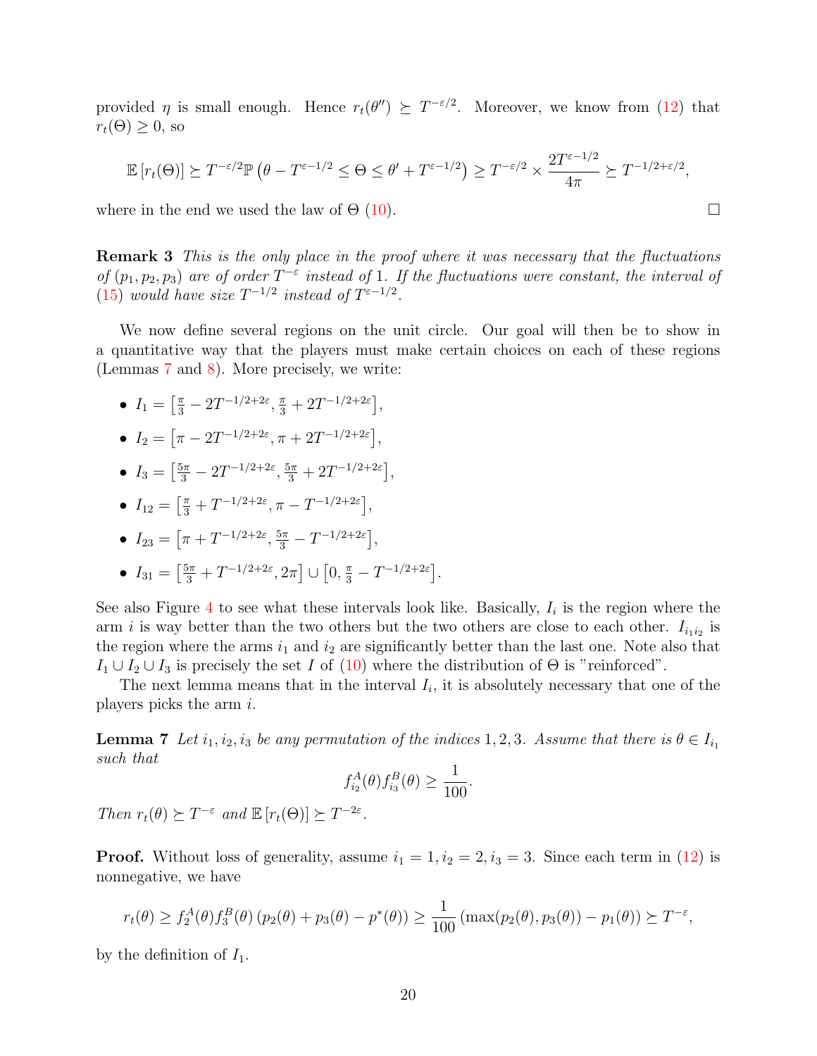provided $\eta$ is small enough. Hence $r_t(\theta'') \succeq T^{-\varepsilon/2}$. Moreover, we know from (12) that $r_t(\Theta) \geq 0$, so

$$\mathbb{E}\left[r_t(\Theta)\right] \succeq T^{-\varepsilon/2}\mathbb{P}\left(\theta - T^{\varepsilon-1/2} \leq \Theta \leq \theta' + T^{\varepsilon-1/2}\right) \geq T^{-\varepsilon/2} \times \frac{2T^{\varepsilon-1/2}}{4\pi} \succeq T^{-1/2+\varepsilon/2},$$

where in the end we used the law of $\Theta$ (10). □

**Remark 3** *This is the only place in the proof where it was necessary that the fluctuations of $(p_1, p_2, p_3)$ are of order $T^{-\varepsilon}$ instead of 1. If the fluctuations were constant, the interval of (15) would have size $T^{-1/2}$ instead of $T^{\varepsilon-1/2}$.*

We now define several regions on the unit circle. Our goal will then be to show in a quantitative way that the players must make certain choices on each of these regions (Lemmas 7 and 8). More precisely, we write:

- $I_1 = \left[\frac{\pi}{3} - 2T^{-1/2+2\varepsilon}, \frac{\pi}{3} + 2T^{-1/2+2\varepsilon}\right]$,
- $I_2 = \left[\pi - 2T^{-1/2+2\varepsilon}, \pi + 2T^{-1/2+2\varepsilon}\right]$,
- $I_3 = \left[\frac{5\pi}{3} - 2T^{-1/2+2\varepsilon}, \frac{5\pi}{3} + 2T^{-1/2+2\varepsilon}\right]$,
- $I_{12} = \left[\frac{\pi}{3} + T^{-1/2+2\varepsilon}, \pi - T^{-1/2+2\varepsilon}\right]$,
- $I_{23} = \left[\pi + T^{-1/2+2\varepsilon}, \frac{5\pi}{3} - T^{-1/2+2\varepsilon}\right]$,
- $I_{31} = \left[\frac{5\pi}{3} + T^{-1/2+2\varepsilon}, 2\pi\right] \cup \left[0, \frac{\pi}{3} - T^{-1/2+2\varepsilon}\right]$.

See also Figure 4 to see what these intervals look like. Basically, $I_i$ is the region where the arm $i$ is way better than the two others but the two others are close to each other. $I_{i_1 i_2}$ is the region where the arms $i_1$ and $i_2$ are significantly better than the last one. Note also that $I_1 \cup I_2 \cup I_3$ is precisely the set $I$ of (10) where the distribution of $\Theta$ is "reinforced".

The next lemma means that in the interval $I_i$, it is absolutely necessary that one of the players picks the arm $i$.

**Lemma 7** *Let $i_1, i_2, i_3$ be any permutation of the indices $1, 2, 3$. Assume that there is $\theta \in I_{i_1}$ such that*

$$f^A_{i_2}(\theta) f^B_{i_3}(\theta) \geq \frac{1}{100}.$$

*Then $r_t(\theta) \succeq T^{-\varepsilon}$ and $\mathbb{E}\left[r_t(\Theta)\right] \succeq T^{-2\varepsilon}$.*

**Proof.** Without loss of generality, assume $i_1 = 1, i_2 = 2, i_3 = 3$. Since each term in (12) is nonnegative, we have

$$r_t(\theta) \geq f^A_2(\theta) f^B_3(\theta)\left(p_2(\theta) + p_3(\theta) - p^*(\theta)\right) \geq \frac{1}{100}\left(\max(p_2(\theta), p_3(\theta)) - p_1(\theta)\right) \succeq T^{-\varepsilon},$$

by the definition of $I_1$.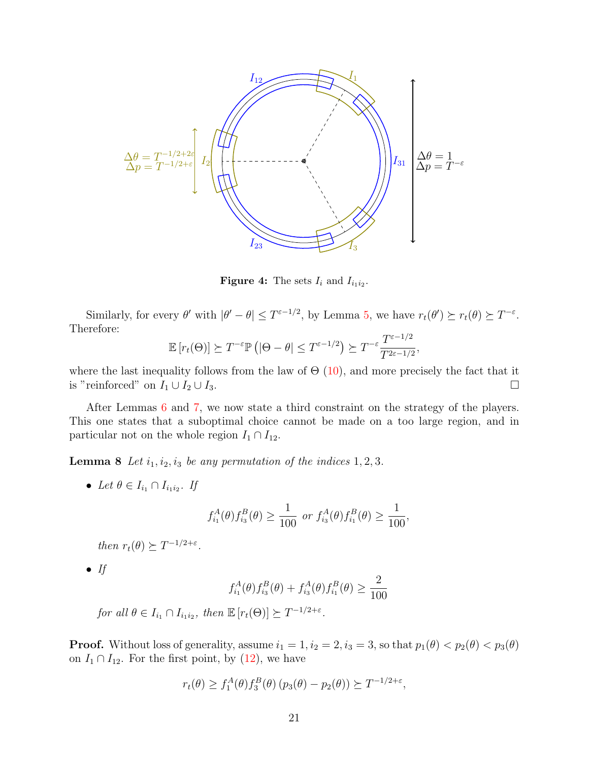**Figure 4:** The sets $I_i$ and $I_{i_1 i_2}$.

Similarly, for every $\theta'$ with $|\theta' - \theta| \leq T^{\varepsilon - 1/2}$, by Lemma 5, we have $r_t(\theta') \succeq r_t(\theta) \succeq T^{-\varepsilon}$. Therefore:

$$\mathbb{E}\left[r_t(\Theta)\right] \succeq T^{-\varepsilon} \mathbb{P}\left(|\Theta - \theta| \leq T^{\varepsilon - 1/2}\right) \succeq T^{-\varepsilon} \frac{T^{\varepsilon - 1/2}}{T^{2\varepsilon - 1/2}},$$

where the last inequality follows from the law of $\Theta$ (10), and more precisely the fact that it is "reinforced" on $I_1 \cup I_2 \cup I_3$. $\square$

After Lemmas 6 and 7, we now state a third constraint on the strategy of the players. This one states that a suboptimal choice cannot be made on a too large region, and in particular not on the whole region $I_1 \cap I_{12}$.

**Lemma 8** *Let $i_1, i_2, i_3$ be any permutation of the indices $1, 2, 3$.*

- *Let $\theta \in I_{i_1} \cap I_{i_1 i_2}$. If*

$$f_{i_1}^A(\theta) f_{i_3}^B(\theta) \geq \frac{1}{100} \text{ or } f_{i_3}^A(\theta) f_{i_1}^B(\theta) \geq \frac{1}{100},$$

*then $r_t(\theta) \succeq T^{-1/2+\varepsilon}$.*

- *If*

$$f_{i_1}^A(\theta) f_{i_3}^B(\theta) + f_{i_3}^A(\theta) f_{i_1}^B(\theta) \geq \frac{2}{100}$$

*for all $\theta \in I_{i_1} \cap I_{i_1 i_2}$, then $\mathbb{E}\left[r_t(\Theta)\right] \succeq T^{-1/2+\varepsilon}$.*

**Proof.** Without loss of generality, assume $i_1 = 1, i_2 = 2, i_3 = 3$, so that $p_1(\theta) < p_2(\theta) < p_3(\theta)$ on $I_1 \cap I_{12}$. For the first point, by (12), we have

$$r_t(\theta) \geq f_1^A(\theta) f_3^B(\theta) \left(p_3(\theta) - p_2(\theta)\right) \succeq T^{-1/2+\varepsilon},$$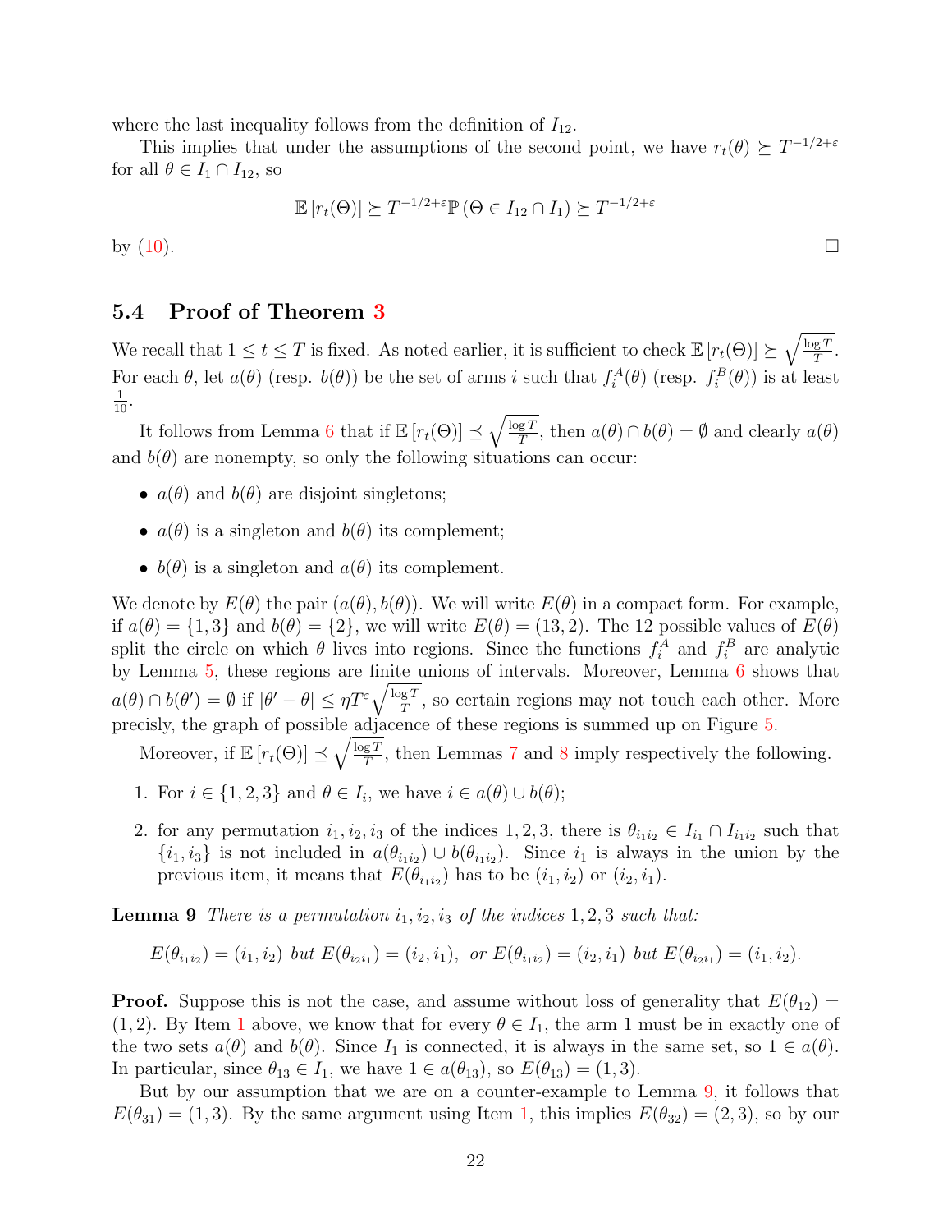where the last inequality follows from the definition of $I_{12}$.

This implies that under the assumptions of the second point, we have $r_t(\theta) \succeq T^{-1/2+\varepsilon}$ for all $\theta \in I_1 \cap I_{12}$, so

$$\mathbb{E}\left[r_t(\Theta)\right] \succeq T^{-1/2+\varepsilon}\mathbb{P}\left(\Theta \in I_{12} \cap I_1\right) \succeq T^{-1/2+\varepsilon}$$

by (10). □

### 5.4 Proof of Theorem 3

We recall that $1 \le t \le T$ is fixed. As noted earlier, it is sufficient to check $\mathbb{E}\left[r_t(\Theta)\right] \succeq \sqrt{\frac{\log T}{T}}$. For each $\theta$, let $a(\theta)$ (resp. $b(\theta)$) be the set of arms $i$ such that $f_i^A(\theta)$ (resp. $f_i^B(\theta)$) is at least $\frac{1}{10}$.

It follows from Lemma 6 that if $\mathbb{E}\left[r_t(\Theta)\right] \preceq \sqrt{\frac{\log T}{T}}$, then $a(\theta) \cap b(\theta) = \emptyset$ and clearly $a(\theta)$ and $b(\theta)$ are nonempty, so only the following situations can occur:

- $a(\theta)$ and $b(\theta)$ are disjoint singletons;
- $a(\theta)$ is a singleton and $b(\theta)$ its complement;
- $b(\theta)$ is a singleton and $a(\theta)$ its complement.

We denote by $E(\theta)$ the pair $(a(\theta), b(\theta))$. We will write $E(\theta)$ in a compact form. For example, if $a(\theta) = \{1, 3\}$ and $b(\theta) = \{2\}$, we will write $E(\theta) = (13, 2)$. The 12 possible values of $E(\theta)$ split the circle on which $\theta$ lives into regions. Since the functions $f_i^A$ and $f_i^B$ are analytic by Lemma 5, these regions are finite unions of intervals. Moreover, Lemma 6 shows that $a(\theta) \cap b(\theta') = \emptyset$ if $|\theta' - \theta| \le \eta T^{\varepsilon}\sqrt{\frac{\log T}{T}}$, so certain regions may not touch each other. More precisely, the graph of possible adjacence of these regions is summed up on Figure 5.

Moreover, if $\mathbb{E}\left[r_t(\Theta)\right] \preceq \sqrt{\frac{\log T}{T}}$, then Lemmas 7 and 8 imply respectively the following.

1. For $i \in \{1, 2, 3\}$ and $\theta \in I_i$, we have $i \in a(\theta) \cup b(\theta)$;
2. for any permutation $i_1, i_2, i_3$ of the indices $1, 2, 3$, there is $\theta_{i_1 i_2} \in I_{i_1} \cap I_{i_1 i_2}$ such that $\{i_1, i_3\}$ is not included in $a(\theta_{i_1 i_2}) \cup b(\theta_{i_1 i_2})$. Since $i_1$ is always in the union by the previous item, it means that $E(\theta_{i_1 i_2})$ has to be $(i_1, i_2)$ or $(i_2, i_1)$.

**Lemma 9** *There is a permutation $i_1, i_2, i_3$ of the indices $1, 2, 3$ such that:*

$$E(\theta_{i_1 i_2}) = (i_1, i_2) \text{ but } E(\theta_{i_2 i_1}) = (i_2, i_1), \text{ or } E(\theta_{i_1 i_2}) = (i_2, i_1) \text{ but } E(\theta_{i_2 i_1}) = (i_1, i_2).$$

**Proof.** Suppose this is not the case, and assume without loss of generality that $E(\theta_{12}) = (1, 2)$. By Item 1 above, we know that for every $\theta \in I_1$, the arm 1 must be in exactly one of the two sets $a(\theta)$ and $b(\theta)$. Since $I_1$ is connected, it is always in the same set, so $1 \in a(\theta)$. In particular, since $\theta_{13} \in I_1$, we have $1 \in a(\theta_{13})$, so $E(\theta_{13}) = (1, 3)$.

But by our assumption that we are on a counter-example to Lemma 9, it follows that $E(\theta_{31}) = (1, 3)$. By the same argument using Item 1, this implies $E(\theta_{32}) = (2, 3)$, so by our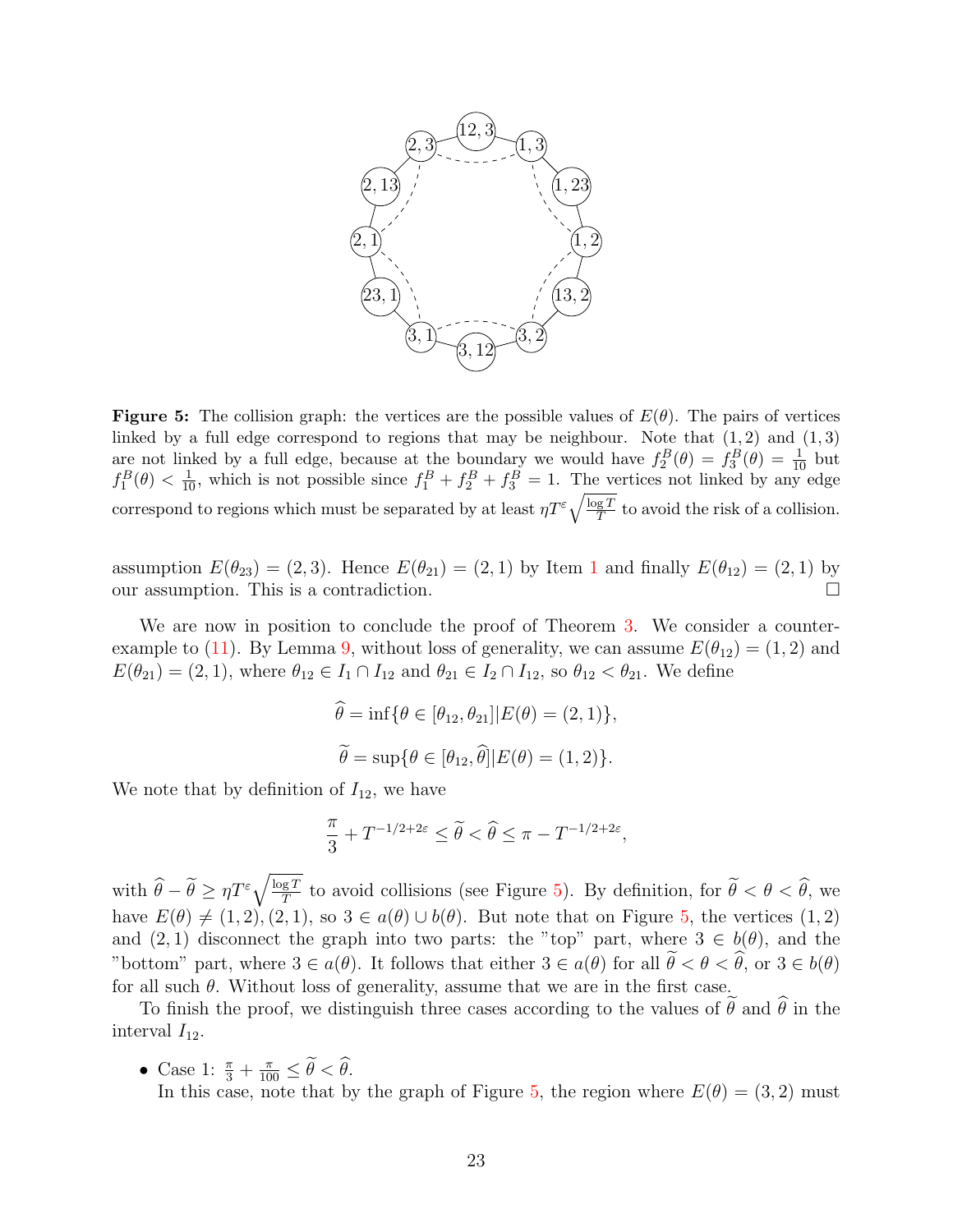**Figure 5:** The collision graph: the vertices are the possible values of $E(\theta)$. The pairs of vertices linked by a full edge correspond to regions that may be neighbour. Note that $(1,2)$ and $(1,3)$ are not linked by a full edge, because at the boundary we would have $f_2^B(\theta) = f_3^B(\theta) = \frac{1}{10}$ but $f_1^B(\theta) < \frac{1}{10}$, which is not possible since $f_1^B + f_2^B + f_3^B = 1$. The vertices not linked by any edge correspond to regions which must be separated by at least $\eta T^{\varepsilon}\sqrt{\frac{\log T}{T}}$ to avoid the risk of a collision.

assumption $E(\theta_{23}) = (2,3)$. Hence $E(\theta_{21}) = (2,1)$ by Item 1 and finally $E(\theta_{12}) = (2,1)$ by our assumption. This is a contradiction. □

We are now in position to conclude the proof of Theorem 3. We consider a counter-example to (11). By Lemma 9, without loss of generality, we can assume $E(\theta_{12}) = (1,2)$ and $E(\theta_{21}) = (2,1)$, where $\theta_{12} \in I_1 \cap I_{12}$ and $\theta_{21} \in I_2 \cap I_{12}$, so $\theta_{12} < \theta_{21}$. We define

$$\widehat{\theta} = \inf\{\theta \in [\theta_{12}, \theta_{21}] | E(\theta) = (2,1)\},$$

$$\widetilde{\theta} = \sup\{\theta \in [\theta_{12}, \widehat{\theta}] | E(\theta) = (1,2)\}.$$

We note that by definition of $I_{12}$, we have

$$\frac{\pi}{3} + T^{-1/2+2\varepsilon} \leq \widetilde{\theta} < \widehat{\theta} \leq \pi - T^{-1/2+2\varepsilon},$$

with $\widehat{\theta} - \widetilde{\theta} \geq \eta T^{\varepsilon}\sqrt{\frac{\log T}{T}}$ to avoid collisions (see Figure 5). By definition, for $\widetilde{\theta} < \theta < \widehat{\theta}$, we have $E(\theta) \neq (1,2), (2,1)$, so $3 \in a(\theta) \cup b(\theta)$. But note that on Figure 5, the vertices $(1,2)$ and $(2,1)$ disconnect the graph into two parts: the "top" part, where $3 \in b(\theta)$, and the "bottom" part, where $3 \in a(\theta)$. It follows that either $3 \in a(\theta)$ for all $\widetilde{\theta} < \theta < \widehat{\theta}$, or $3 \in b(\theta)$ for all such $\theta$. Without loss of generality, assume that we are in the first case.

To finish the proof, we distinguish three cases according to the values of $\widetilde{\theta}$ and $\widehat{\theta}$ in the interval $I_{12}$.

- Case 1: $\frac{\pi}{3} + \frac{\pi}{100} \leq \widetilde{\theta} < \widehat{\theta}$.
  In this case, note that by the graph of Figure 5, the region where $E(\theta) = (3,2)$ must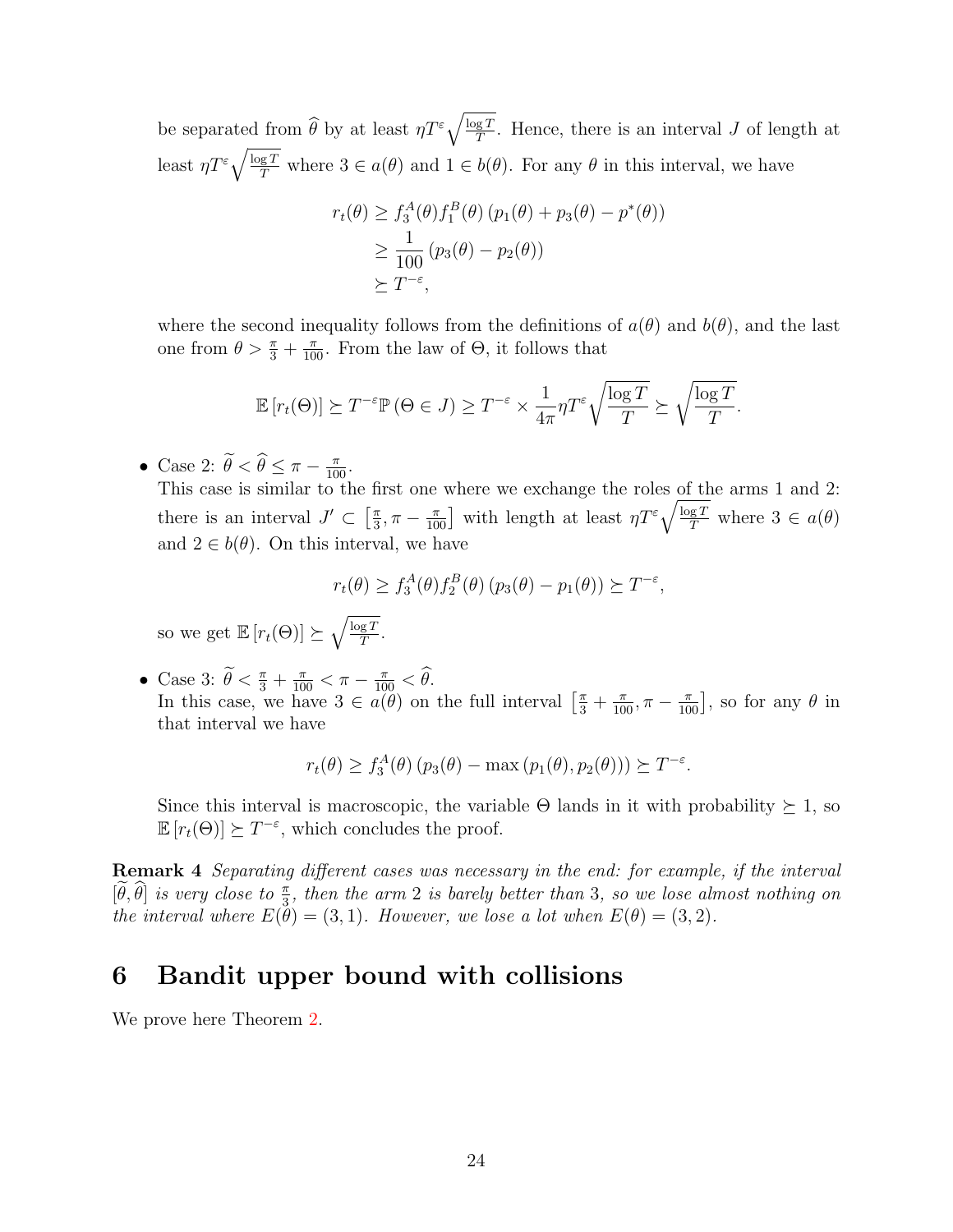be separated from $\widehat{\theta}$ by at least $\eta T^{\varepsilon}\sqrt{\frac{\log T}{T}}$. Hence, there is an interval $J$ of length at least $\eta T^{\varepsilon}\sqrt{\frac{\log T}{T}}$ where $3 \in a(\theta)$ and $1 \in b(\theta)$. For any $\theta$ in this interval, we have

$$
\begin{aligned}
r_t(\theta) &\geq f_3^A(\theta) f_1^B(\theta) \left(p_1(\theta) + p_3(\theta) - p^*(\theta)\right) \\
&\geq \frac{1}{100}\left(p_3(\theta) - p_2(\theta)\right) \\
&\succeq T^{-\varepsilon},
\end{aligned}
$$

where the second inequality follows from the definitions of $a(\theta)$ and $b(\theta)$, and the last one from $\theta > \frac{\pi}{3} + \frac{\pi}{100}$. From the law of $\Theta$, it follows that

$$
\mathbb{E}\left[r_t(\Theta)\right] \succeq T^{-\varepsilon}\mathbb{P}\left(\Theta \in J\right) \geq T^{-\varepsilon} \times \frac{1}{4\pi}\eta T^{\varepsilon}\sqrt{\frac{\log T}{T}} \succeq \sqrt{\frac{\log T}{T}}.
$$

- Case 2: $\widetilde{\theta} < \widehat{\theta} \leq \pi - \frac{\pi}{100}$.
  This case is similar to the first one where we exchange the roles of the arms 1 and 2: there is an interval $J' \subset \left[\frac{\pi}{3}, \pi - \frac{\pi}{100}\right]$ with length at least $\eta T^{\varepsilon}\sqrt{\frac{\log T}{T}}$ where $3 \in a(\theta)$ and $2 \in b(\theta)$. On this interval, we have

$$
r_t(\theta) \geq f_3^A(\theta) f_2^B(\theta)\left(p_3(\theta) - p_1(\theta)\right) \succeq T^{-\varepsilon},
$$

  so we get $\mathbb{E}\left[r_t(\Theta)\right] \succeq \sqrt{\frac{\log T}{T}}$.

- Case 3: $\widetilde{\theta} < \frac{\pi}{3} + \frac{\pi}{100} < \pi - \frac{\pi}{100} < \widehat{\theta}$.
  In this case, we have $3 \in a(\theta)$ on the full interval $\left[\frac{\pi}{3} + \frac{\pi}{100}, \pi - \frac{\pi}{100}\right]$, so for any $\theta$ in that interval we have

$$
r_t(\theta) \geq f_3^A(\theta)\left(p_3(\theta) - \max\left(p_1(\theta), p_2(\theta)\right)\right) \succeq T^{-\varepsilon}.
$$

  Since this interval is macroscopic, the variable $\Theta$ lands in it with probability $\succeq 1$, so $\mathbb{E}\left[r_t(\Theta)\right] \succeq T^{-\varepsilon}$, which concludes the proof.

**Remark 4** *Separating different cases was necessary in the end: for example, if the interval* $[\widetilde{\theta}, \widehat{\theta}]$ *is very close to* $\frac{\pi}{3}$*, then the arm 2 is barely better than 3, so we lose almost nothing on the interval where* $E(\theta) = (3, 1)$*. However, we lose a lot when* $E(\theta) = (3, 2)$*.*

# 6 Bandit upper bound with collisions

We prove here Theorem 2.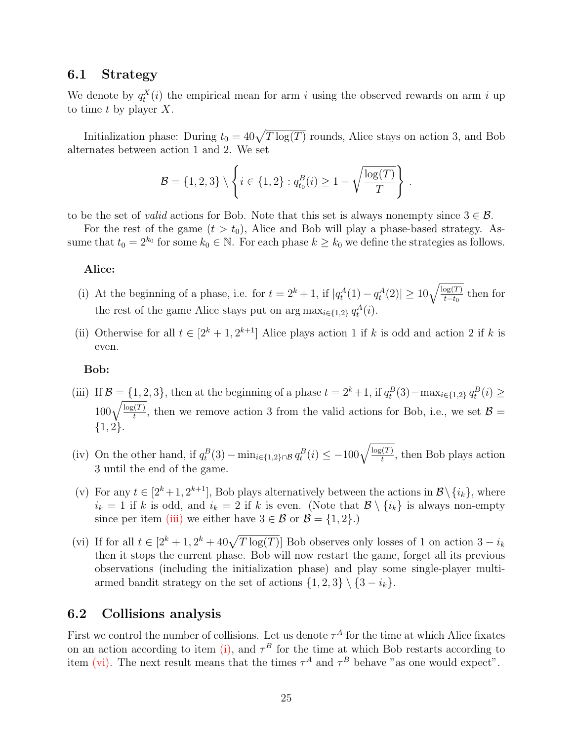### 6.1 Strategy

We denote by $q_t^X(i)$ the empirical mean for arm $i$ using the observed rewards on arm $i$ up to time $t$ by player $X$.

Initialization phase: During $t_0 = 40\sqrt{T\log(T)}$ rounds, Alice stays on action 3, and Bob alternates between action 1 and 2. We set

$$\mathcal{B} = \{1,2,3\} \setminus \left\{ i \in \{1,2\} : q_{t_0}^B(i) \geq 1 - \sqrt{\frac{\log(T)}{T}} \right\}.$$

to be the set of *valid* actions for Bob. Note that this set is always nonempty since $3 \in \mathcal{B}$.

For the rest of the game ($t > t_0$), Alice and Bob will play a phase-based strategy. Assume that $t_0 = 2^{k_0}$ for some $k_0 \in \mathbb{N}$. For each phase $k \geq k_0$ we define the strategies as follows.

**Alice:**

(i) At the beginning of a phase, i.e. for $t = 2^k + 1$, if $|q_t^A(1) - q_t^A(2)| \geq 10\sqrt{\frac{\log(T)}{t-t_0}}$ then for the rest of the game Alice stays put on $\arg\max_{i\in\{1,2\}} q_t^A(i)$.

(ii) Otherwise for all $t \in [2^k + 1, 2^{k+1}]$ Alice plays action 1 if $k$ is odd and action 2 if $k$ is even.

**Bob:**

(iii) If $\mathcal{B} = \{1,2,3\}$, then at the beginning of a phase $t = 2^k + 1$, if $q_t^B(3) - \max_{i\in\{1,2\}} q_t^B(i) \geq 100\sqrt{\frac{\log(T)}{t}}$, then we remove action 3 from the valid actions for Bob, i.e., we set $\mathcal{B} = \{1,2\}$.

(iv) On the other hand, if $q_t^B(3) - \min_{i\in\{1,2\}\cap\mathcal{B}} q_t^B(i) \leq -100\sqrt{\frac{\log(T)}{t}}$, then Bob plays action 3 until the end of the game.

(v) For any $t \in [2^k + 1, 2^{k+1}]$, Bob plays alternatively between the actions in $\mathcal{B}\setminus\{i_k\}$, where $i_k = 1$ if $k$ is odd, and $i_k = 2$ if $k$ is even. (Note that $\mathcal{B}\setminus\{i_k\}$ is always non-empty since per item (iii) we either have $3 \in \mathcal{B}$ or $\mathcal{B} = \{1,2\}$.)

(vi) If for all $t \in [2^k + 1, 2^k + 40\sqrt{T\log(T)}]$ Bob observes only losses of 1 on action $3 - i_k$ then it stops the current phase. Bob will now restart the game, forget all its previous observations (including the initialization phase) and play some single-player multi-armed bandit strategy on the set of actions $\{1,2,3\}\setminus\{3 - i_k\}$.

### 6.2 Collisions analysis

First we control the number of collisions. Let us denote $\tau^A$ for the time at which Alice fixates on an action according to item (i), and $\tau^B$ for the time at which Bob restarts according to item (vi). The next result means that the times $\tau^A$ and $\tau^B$ behave "as one would expect".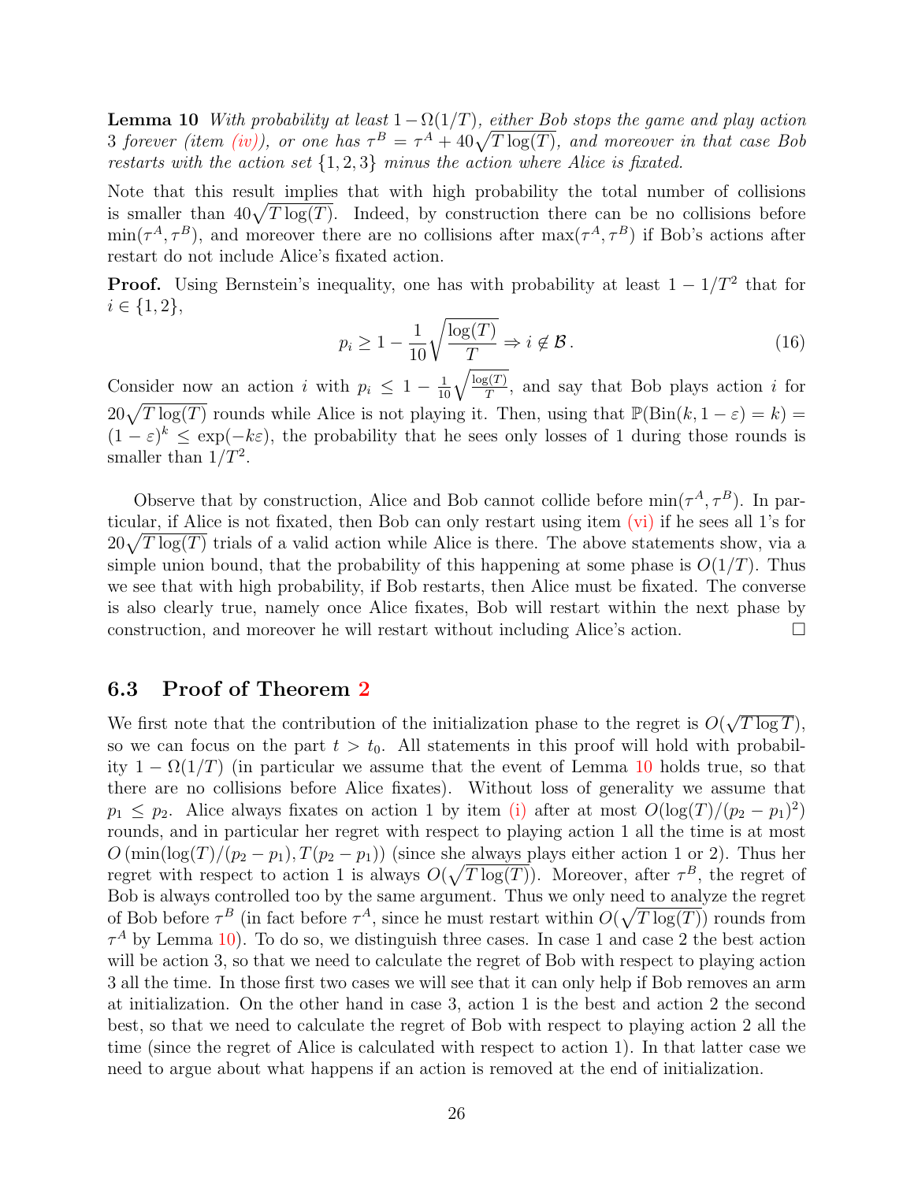**Lemma 10** *With probability at least $1-\Omega(1/T)$, either Bob stops the game and play action 3 forever (item (iv)), or one has $\tau^B = \tau^A + 40\sqrt{T\log(T)}$, and moreover in that case Bob restarts with the action set $\{1,2,3\}$ minus the action where Alice is fixated.*

Note that this result implies that with high probability the total number of collisions is smaller than $40\sqrt{T\log(T)}$. Indeed, by construction there can be no collisions before $\min(\tau^A, \tau^B)$, and moreover there are no collisions after $\max(\tau^A, \tau^B)$ if Bob's actions after restart do not include Alice's fixated action.

**Proof.** Using Bernstein's inequality, one has with probability at least $1 - 1/T^2$ that for $i \in \{1,2\}$,

$$p_i \geq 1 - \frac{1}{10}\sqrt{\frac{\log(T)}{T}} \Rightarrow i \notin \mathcal{B}\,. \tag{16}$$

Consider now an action $i$ with $p_i \leq 1 - \frac{1}{10}\sqrt{\frac{\log(T)}{T}}$, and say that Bob plays action $i$ for $20\sqrt{T\log(T)}$ rounds while Alice is not playing it. Then, using that $\mathbb{P}(\mathrm{Bin}(k, 1-\varepsilon) = k) = (1-\varepsilon)^k \leq \exp(-k\varepsilon)$, the probability that he sees only losses of 1 during those rounds is smaller than $1/T^2$.

Observe that by construction, Alice and Bob cannot collide before $\min(\tau^A, \tau^B)$. In particular, if Alice is not fixated, then Bob can only restart using item (vi) if he sees all 1's for $20\sqrt{T\log(T)}$ trials of a valid action while Alice is there. The above statements show, via a simple union bound, that the probability of this happening at some phase is $O(1/T)$. Thus we see that with high probability, if Bob restarts, then Alice must be fixated. The converse is also clearly true, namely once Alice fixates, Bob will restart within the next phase by construction, and moreover he will restart without including Alice's action. □

### 6.3 Proof of Theorem 2

We first note that the contribution of the initialization phase to the regret is $O(\sqrt{T\log T})$, so we can focus on the part $t > t_0$. All statements in this proof will hold with probability $1 - \Omega(1/T)$ (in particular we assume that the event of Lemma 10 holds true, so that there are no collisions before Alice fixates). Without loss of generality we assume that $p_1 \leq p_2$. Alice always fixates on action 1 by item (i) after at most $O(\log(T)/(p_2-p_1)^2)$ rounds, and in particular her regret with respect to playing action 1 all the time is at most $O\left(\min(\log(T)/(p_2-p_1), T(p_2-p_1))\right)$ (since she always plays either action 1 or 2). Thus her regret with respect to action 1 is always $O(\sqrt{T\log(T)})$. Moreover, after $\tau^B$, the regret of Bob is always controlled too by the same argument. Thus we only need to analyze the regret of Bob before $\tau^B$ (in fact before $\tau^A$, since he must restart within $O(\sqrt{T\log(T)})$ rounds from $\tau^A$ by Lemma 10). To do so, we distinguish three cases. In case 1 and case 2 the best action will be action 3, so that we need to calculate the regret of Bob with respect to playing action 3 all the time. In those first two cases we will see that it can only help if Bob removes an arm at initialization. On the other hand in case 3, action 1 is the best and action 2 the second best, so that we need to calculate the regret of Bob with respect to playing action 2 all the time (since the regret of Alice is calculated with respect to action 1). In that latter case we need to argue about what happens if an action is removed at the end of initialization.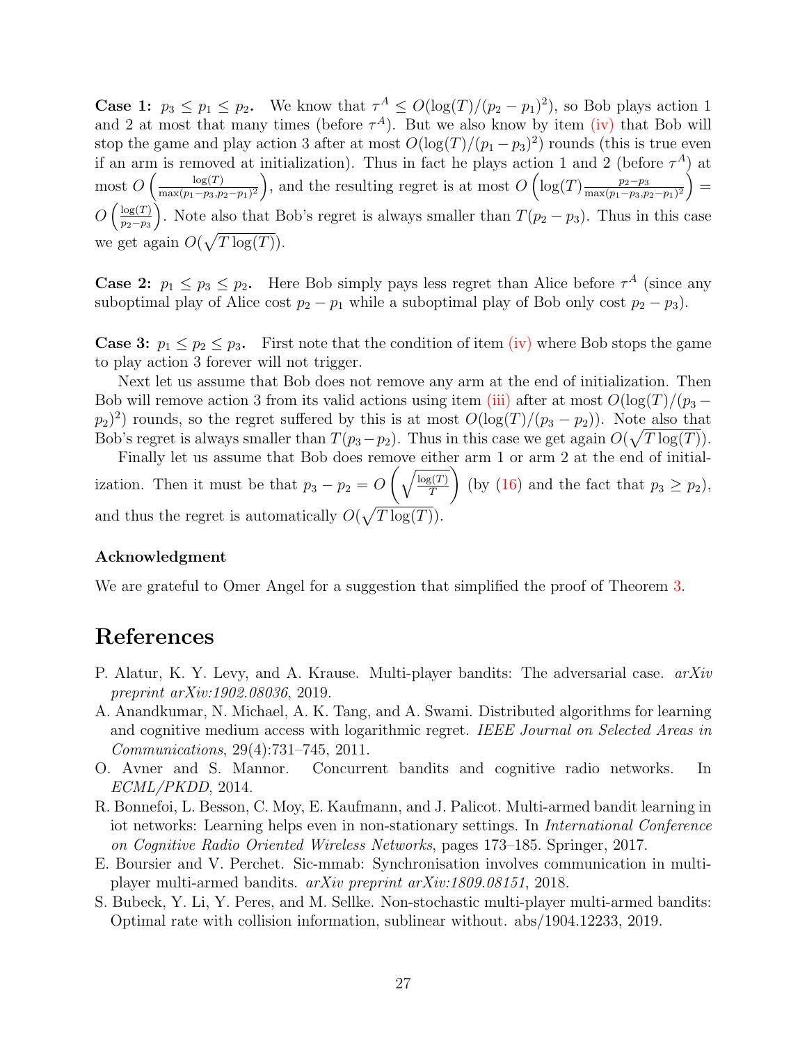**Case 1: $p_3 \le p_1 \le p_2$.** We know that $\tau^A \le O(\log(T)/(p_2 - p_1)^2)$, so Bob plays action 1 and 2 at most that many times (before $\tau^A$). But we also know by item (iv) that Bob will stop the game and play action 3 after at most $O(\log(T)/(p_1 - p_3)^2)$ rounds (this is true even if an arm is removed at initialization). Thus in fact he plays action 1 and 2 (before $\tau^A$) at most $O\left(\frac{\log(T)}{\max(p_1 - p_3, p_2 - p_1)^2}\right)$, and the resulting regret is at most $O\left(\log(T)\frac{p_2 - p_3}{\max(p_1 - p_3, p_2 - p_1)^2}\right) = O\left(\frac{\log(T)}{p_2 - p_3}\right)$. Note also that Bob's regret is always smaller than $T(p_2 - p_3)$. Thus in this case we get again $O(\sqrt{T\log(T)})$.

**Case 2: $p_1 \le p_3 \le p_2$.** Here Bob simply pays less regret than Alice before $\tau^A$ (since any suboptimal play of Alice cost $p_2 - p_1$ while a suboptimal play of Bob only cost $p_2 - p_3$).

**Case 3: $p_1 \le p_2 \le p_3$.** First note that the condition of item (iv) where Bob stops the game to play action 3 forever will not trigger.

Next let us assume that Bob does not remove any arm at the end of initialization. Then Bob will remove action 3 from its valid actions using item (iii) after at most $O(\log(T)/(p_3 - p_2)^2)$ rounds, so the regret suffered by this is at most $O(\log(T)/(p_3 - p_2))$. Note also that Bob's regret is always smaller than $T(p_3 - p_2)$. Thus in this case we get again $O(\sqrt{T\log(T)})$.

Finally let us assume that Bob does remove either arm 1 or arm 2 at the end of initialization. Then it must be that $p_3 - p_2 = O\left(\sqrt{\frac{\log(T)}{T}}\right)$ (by (16) and the fact that $p_3 \ge p_2$), and thus the regret is automatically $O(\sqrt{T\log(T)})$.

### Acknowledgment

We are grateful to Omer Angel for a suggestion that simplified the proof of Theorem 3.

# References

P. Alatur, K. Y. Levy, and A. Krause. Multi-player bandits: The adversarial case. *arXiv preprint arXiv:1902.08036*, 2019.

A. Anandkumar, N. Michael, A. K. Tang, and A. Swami. Distributed algorithms for learning and cognitive medium access with logarithmic regret. *IEEE Journal on Selected Areas in Communications*, 29(4):731–745, 2011.

O. Avner and S. Mannor. Concurrent bandits and cognitive radio networks. In *ECML/PKDD*, 2014.

R. Bonnefoi, L. Besson, C. Moy, E. Kaufmann, and J. Palicot. Multi-armed bandit learning in iot networks: Learning helps even in non-stationary settings. In *International Conference on Cognitive Radio Oriented Wireless Networks*, pages 173–185. Springer, 2017.

E. Boursier and V. Perchet. Sic-mmab: Synchronisation involves communication in multiplayer multi-armed bandits. *arXiv preprint arXiv:1809.08151*, 2018.

S. Bubeck, Y. Li, Y. Peres, and M. Sellke. Non-stochastic multi-player multi-armed bandits: Optimal rate with collision information, sublinear without. abs/1904.12233, 2019.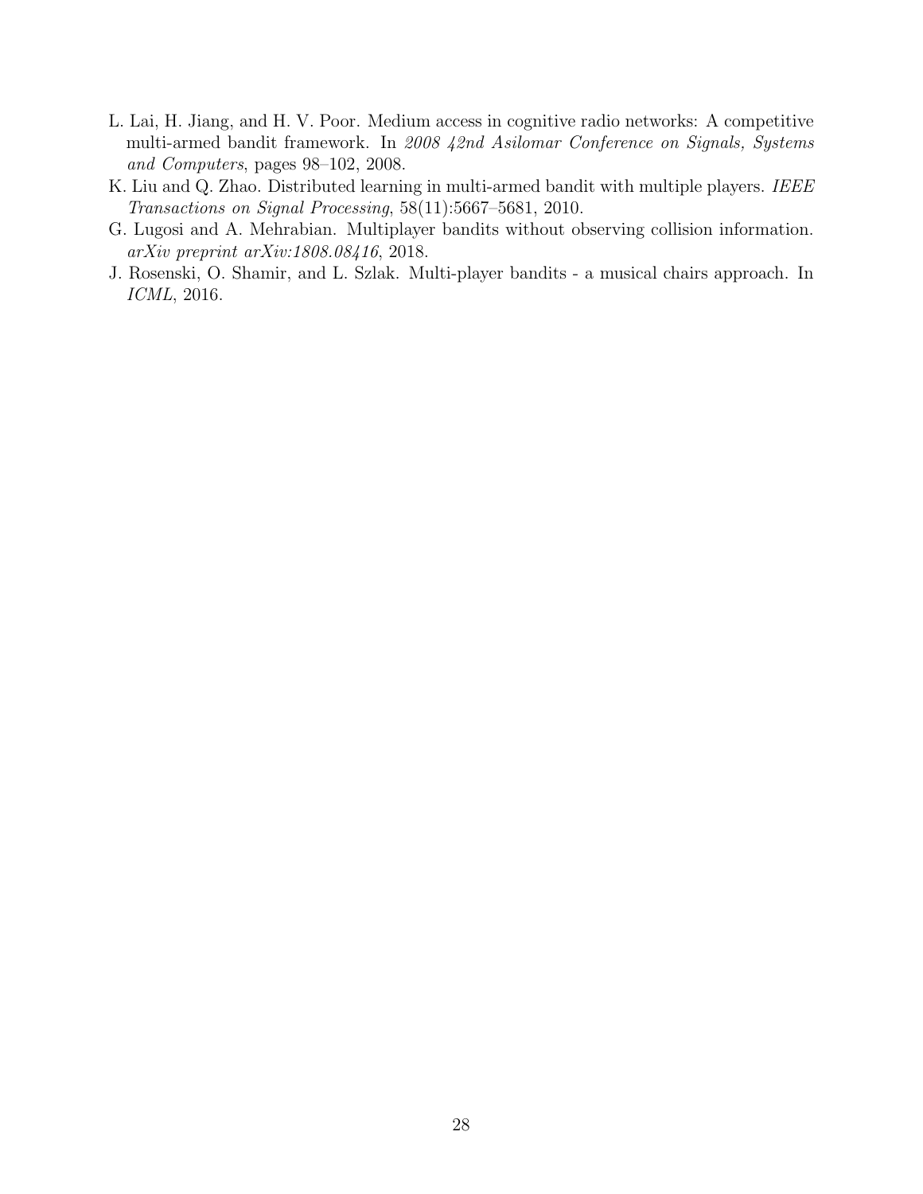L. Lai, H. Jiang, and H. V. Poor. Medium access in cognitive radio networks: A competitive multi-armed bandit framework. In *2008 42nd Asilomar Conference on Signals, Systems and Computers*, pages 98–102, 2008.

K. Liu and Q. Zhao. Distributed learning in multi-armed bandit with multiple players. *IEEE Transactions on Signal Processing*, 58(11):5667–5681, 2010.

G. Lugosi and A. Mehrabian. Multiplayer bandits without observing collision information. *arXiv preprint arXiv:1808.08416*, 2018.

J. Rosenski, O. Shamir, and L. Szlak. Multi-player bandits - a musical chairs approach. In *ICML*, 2016.